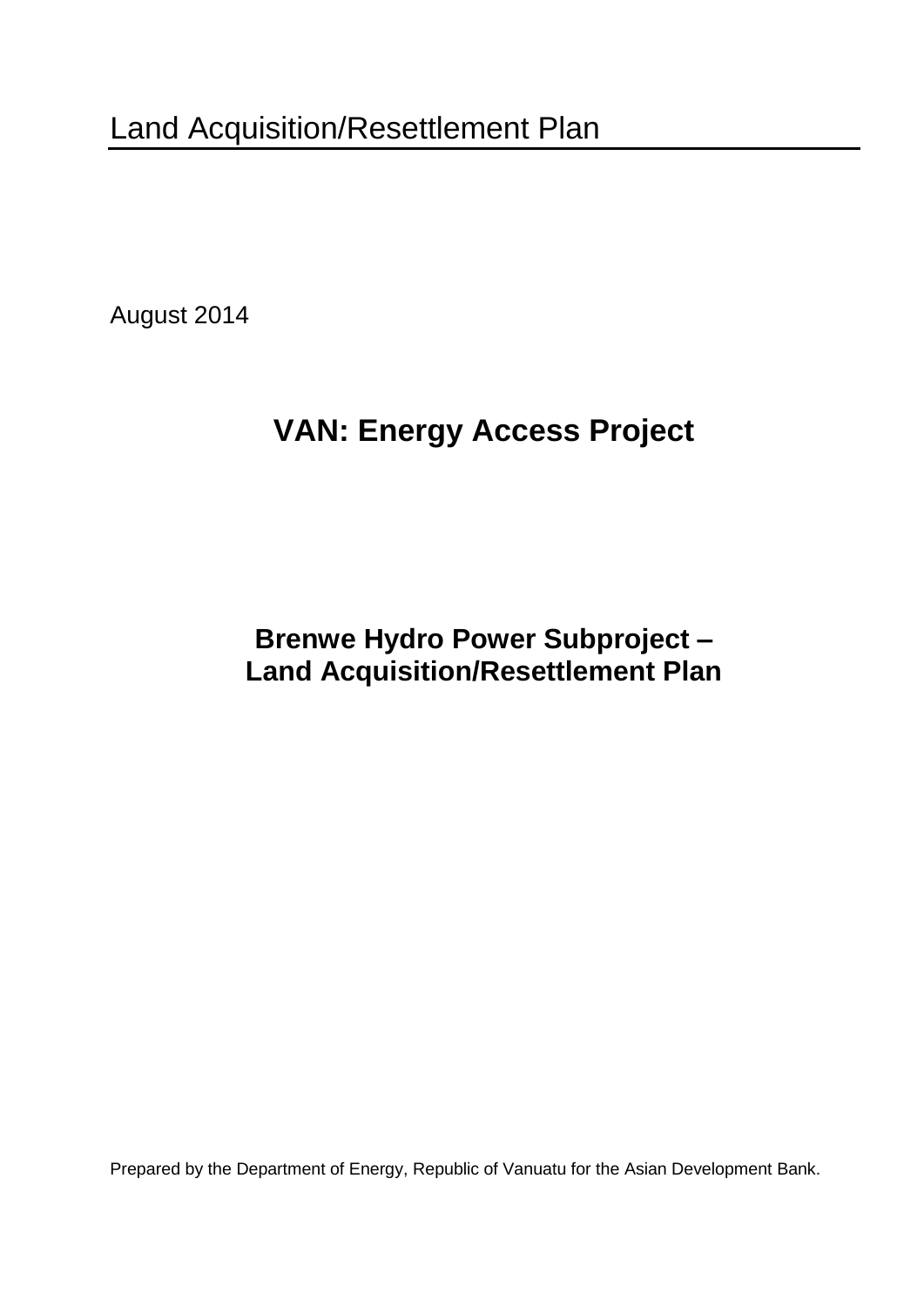Land Acquisition/Resettlement Plan

August 2014

# VAN: Energy Access Project

## Brenwe Hydro Power Subproject – Land Acquisition/Resettlement Plan

Prepared by the Department of Energy, Republic of Vanuatu for the Asian Development Bank.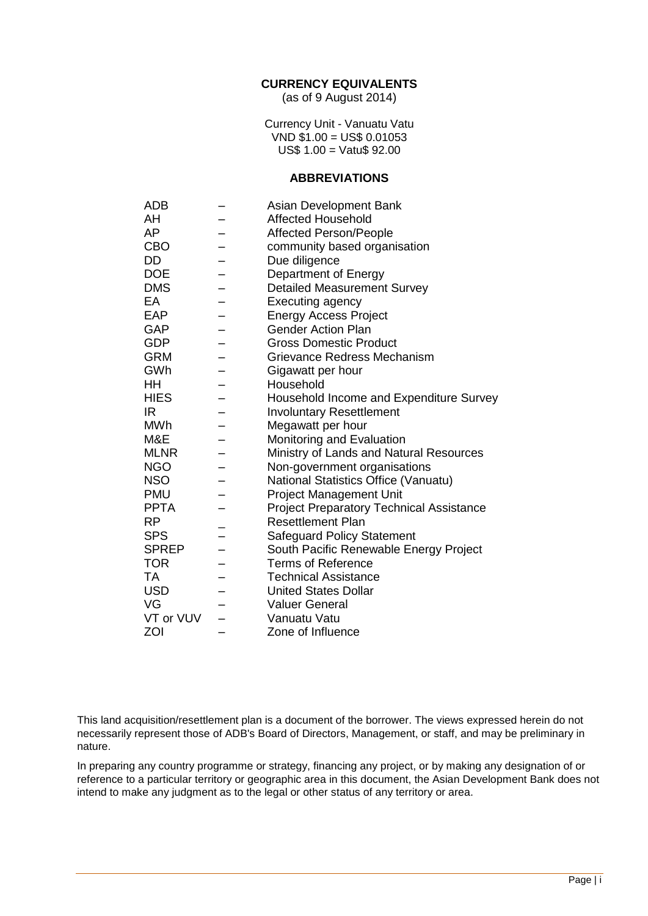**CURRENCY EQUIVALENTS**

(as of 9 August 2014)

Currency Unit - Vanuatu Vatu

VND $1.00 = US$ 0.01053

US$ 1.00 = Vatu$ 92.00

**ABBREVIATIONS**

| | | |
|---|---|---|
| ADB | – | Asian Development Bank |
| AH | – | Affected Household |
| AP | – | Affected Person/People |
| CBO | – | community based organisation |
| DD | – | Due diligence |
| DOE | – | Department of Energy |
| DMS | – | Detailed Measurement Survey |
| EA | – | Executing agency |
| EAP | – | Energy Access Project |
| GAP | – | Gender Action Plan |
| GDP | – | Gross Domestic Product |
| GRM | – | Grievance Redress Mechanism |
| GWh | – | Gigawatt per hour |
| HH | – | Household |
| HIES | – | Household Income and Expenditure Survey |
| IR | – | Involuntary Resettlement |
| MWh | – | Megawatt per hour |
| M&E | – | Monitoring and Evaluation |
| MLNR | – | Ministry of Lands and Natural Resources |
| NGO | – | Non-government organisations |
| NSO | – | National Statistics Office (Vanuatu) |
| PMU | – | Project Management Unit |
| PPTA | – | Project Preparatory Technical Assistance |
| RP | – | Resettlement Plan |
| SPS | – | Safeguard Policy Statement |
| SPREP | – | South Pacific Renewable Energy Project |
| TOR | – | Terms of Reference |
| TA | – | Technical Assistance |
| USD | – | United States Dollar |
| VG | – | Valuer General |
| VT or VUV | – | Vanuatu Vatu |
| ZOI | – | Zone of Influence |

This land acquisition/resettlement plan is a document of the borrower. The views expressed herein do not necessarily represent those of ADB's Board of Directors, Management, or staff, and may be preliminary in nature.

In preparing any country programme or strategy, financing any project, or by making any designation of or reference to a particular territory or geographic area in this document, the Asian Development Bank does not intend to make any judgment as to the legal or other status of any territory or area.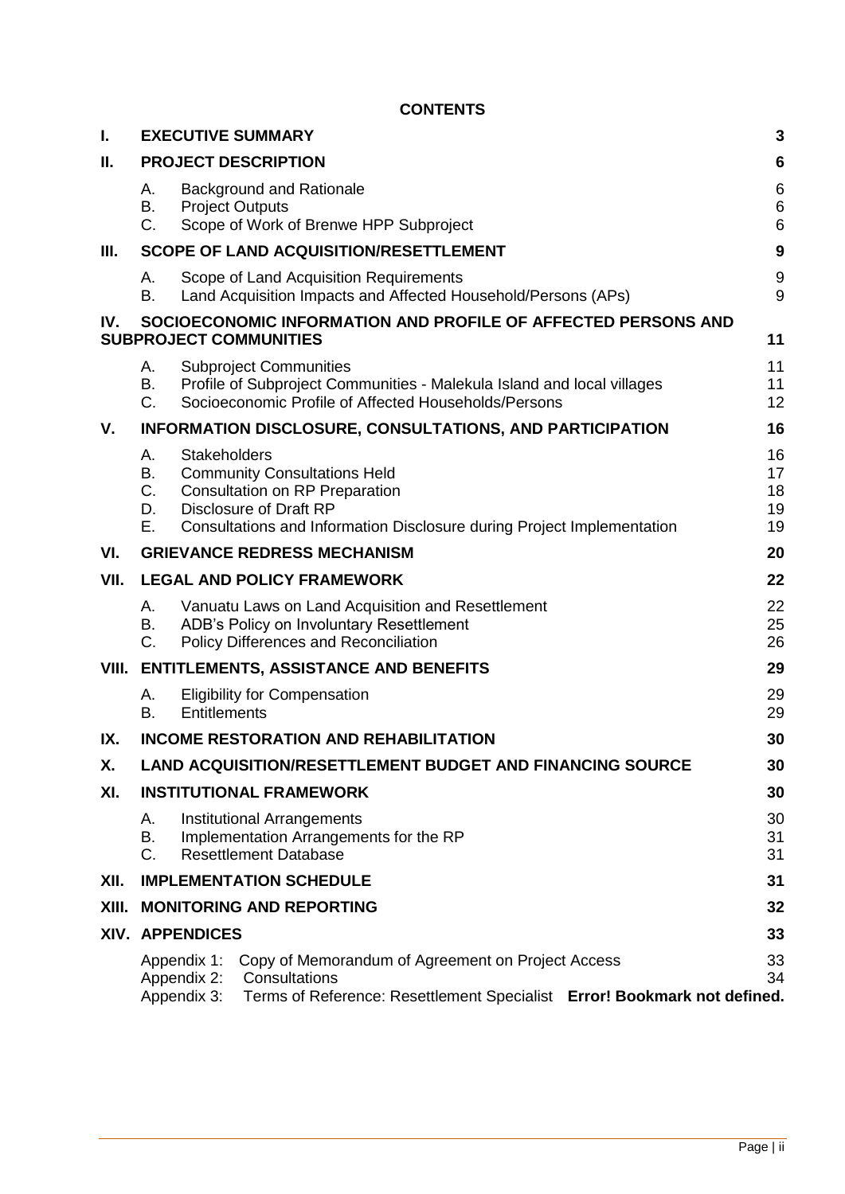# CONTENTS

| | | |
|---|---|---|
| **I.** | **EXECUTIVE SUMMARY** | **3** |
| **II.** | **PROJECT DESCRIPTION** | **6** |
| | A. Background and Rationale | 6 |
| | B. Project Outputs | 6 |
| | C. Scope of Work of Brenwe HPP Subproject | 6 |
| **III.** | **SCOPE OF LAND ACQUISITION/RESETTLEMENT** | **9** |
| | A. Scope of Land Acquisition Requirements | 9 |
| | B. Land Acquisition Impacts and Affected Household/Persons (APs) | 9 |
| **IV.** | **SOCIOECONOMIC INFORMATION AND PROFILE OF AFFECTED PERSONS AND SUBPROJECT COMMUNITIES** | **11** |
| | A. Subproject Communities | 11 |
| | B. Profile of Subproject Communities - Malekula Island and local villages | 11 |
| | C. Socioeconomic Profile of Affected Households/Persons | 12 |
| **V.** | **INFORMATION DISCLOSURE, CONSULTATIONS, AND PARTICIPATION** | **16** |
| | A. Stakeholders | 16 |
| | B. Community Consultations Held | 17 |
| | C. Consultation on RP Preparation | 18 |
| | D. Disclosure of Draft RP | 19 |
| | E. Consultations and Information Disclosure during Project Implementation | 19 |
| **VI.** | **GRIEVANCE REDRESS MECHANISM** | **20** |
| **VII.** | **LEGAL AND POLICY FRAMEWORK** | **22** |
| | A. Vanuatu Laws on Land Acquisition and Resettlement | 22 |
| | B. ADB's Policy on Involuntary Resettlement | 25 |
| | C. Policy Differences and Reconciliation | 26 |
| **VIII.** | **ENTITLEMENTS, ASSISTANCE AND BENEFITS** | **29** |
| | A. Eligibility for Compensation | 29 |
| | B. Entitlements | 29 |
| **IX.** | **INCOME RESTORATION AND REHABILITATION** | **30** |
| **X.** | **LAND ACQUISITION/RESETTLEMENT BUDGET AND FINANCING SOURCE** | **30** |
| **XI.** | **INSTITUTIONAL FRAMEWORK** | **30** |
| | A. Institutional Arrangements | 30 |
| | B. Implementation Arrangements for the RP | 31 |
| | C. Resettlement Database | 31 |
| **XII.** | **IMPLEMENTATION SCHEDULE** | **31** |
| **XIII.** | **MONITORING AND REPORTING** | **32** |
| **XIV.** | **APPENDICES** | **33** |
| | Appendix 1: Copy of Memorandum of Agreement on Project Access | 33 |
| | Appendix 2: Consultations | 34 |
| | Appendix 3: Terms of Reference: Resettlement Specialist | **Error! Bookmark not defined.** |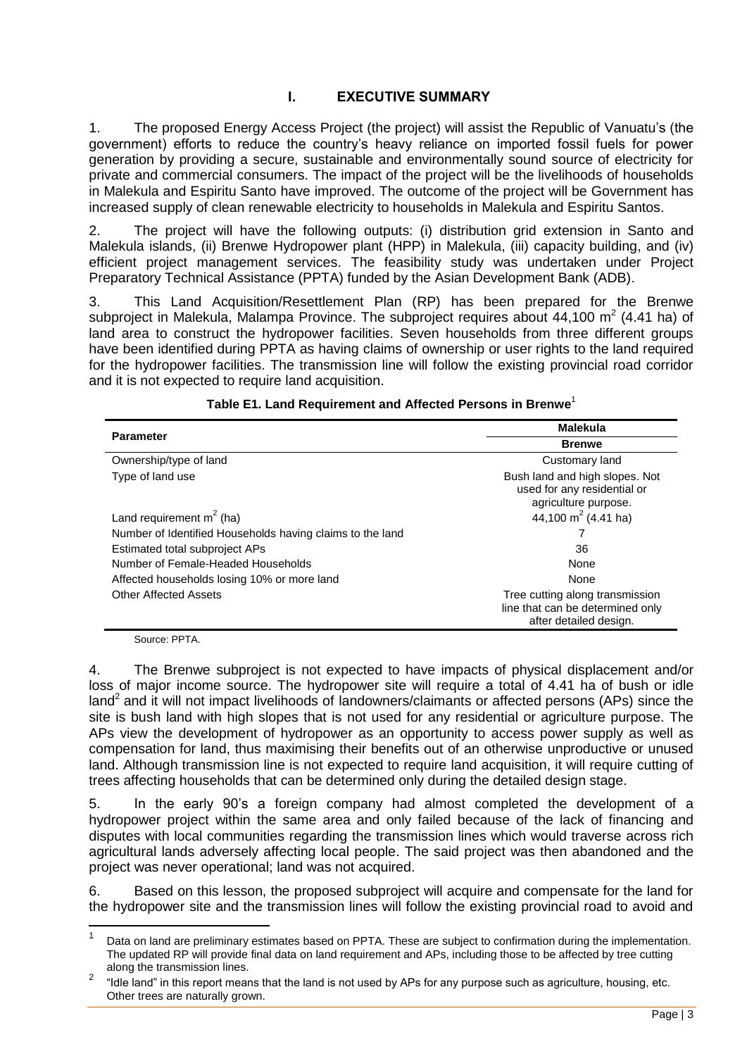# I. EXECUTIVE SUMMARY

1. The proposed Energy Access Project (the project) will assist the Republic of Vanuatu's (the government) efforts to reduce the country's heavy reliance on imported fossil fuels for power generation by providing a secure, sustainable and environmentally sound source of electricity for private and commercial consumers. The impact of the project will be the livelihoods of households in Malekula and Espiritu Santo have improved. The outcome of the project will be Government has increased supply of clean renewable electricity to households in Malekula and Espiritu Santos.

2. The project will have the following outputs: (i) distribution grid extension in Santo and Malekula islands, (ii) Brenwe Hydropower plant (HPP) in Malekula, (iii) capacity building, and (iv) efficient project management services. The feasibility study was undertaken under Project Preparatory Technical Assistance (PPTA) funded by the Asian Development Bank (ADB).

3. This Land Acquisition/Resettlement Plan (RP) has been prepared for the Brenwe subproject in Malekula, Malampa Province. The subproject requires about 44,100 $m^2$ (4.41 ha) of land area to construct the hydropower facilities. Seven households from three different groups have been identified during PPTA as having claims of ownership or user rights to the land required for the hydropower facilities. The transmission line will follow the existing provincial road corridor and it is not expected to require land acquisition.

**Table E1. Land Requirement and Affected Persons in Brenwe**[1]

| Parameter | Malekula |
|---|---|
| | Brenwe |
| Ownership/type of land | Customary land |
| Type of land use | Bush land and high slopes. Not used for any residential or agriculture purpose. |
| Land requirement $m^2$ (ha) | 44,100 $m^2$ (4.41 ha) |
| Number of Identified Households having claims to the land | 7 |
| Estimated total subproject APs | 36 |
| Number of Female-Headed Households | None |
| Affected households losing 10% or more land | None |
| Other Affected Assets | Tree cutting along transmission line that can be determined only after detailed design. |

Source: PPTA.

4. The Brenwe subproject is not expected to have impacts of physical displacement and/or loss of major income source. The hydropower site will require a total of 4.41 ha of bush or idle land[2] and it will not impact livelihoods of landowners/claimants or affected persons (APs) since the site is bush land with high slopes that is not used for any residential or agriculture purpose. The APs view the development of hydropower as an opportunity to access power supply as well as compensation for land, thus maximising their benefits out of an otherwise unproductive or unused land. Although transmission line is not expected to require land acquisition, it will require cutting of trees affecting households that can be determined only during the detailed design stage.

5. In the early 90's a foreign company had almost completed the development of a hydropower project within the same area and only failed because of the lack of financing and disputes with local communities regarding the transmission lines which would traverse across rich agricultural lands adversely affecting local people. The said project was then abandoned and the project was never operational; land was not acquired.

6. Based on this lesson, the proposed subproject will acquire and compensate for the land for the hydropower site and the transmission lines will follow the existing provincial road to avoid and

[1] Data on land are preliminary estimates based on PPTA. These are subject to confirmation during the implementation. The updated RP will provide final data on land requirement and APs, including those to be affected by tree cutting along the transmission lines.

[2] "Idle land" in this report means that the land is not used by APs for any purpose such as agriculture, housing, etc. Other trees are naturally grown.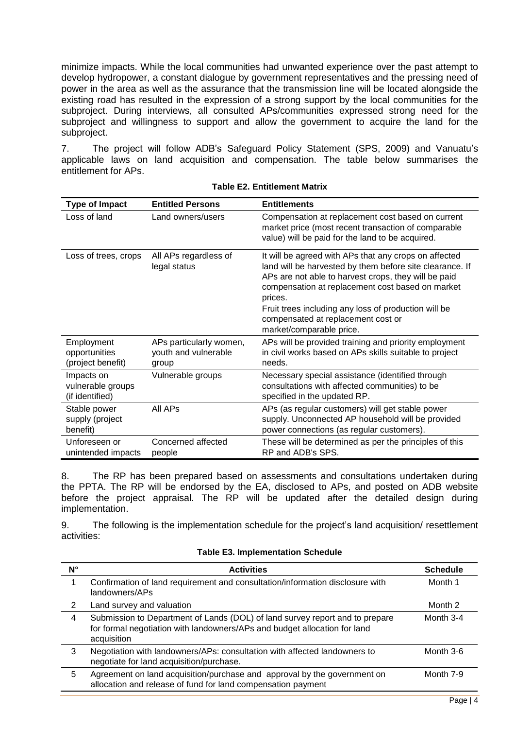minimize impacts. While the local communities had unwanted experience over the past attempt to develop hydropower, a constant dialogue by government representatives and the pressing need of power in the area as well as the assurance that the transmission line will be located alongside the existing road has resulted in the expression of a strong support by the local communities for the subproject. During interviews, all consulted APs/communities expressed strong need for the subproject and willingness to support and allow the government to acquire the land for the subproject.

7. The project will follow ADB's Safeguard Policy Statement (SPS, 2009) and Vanuatu's applicable laws on land acquisition and compensation. The table below summarises the entitlement for APs.

**Table E2. Entitlement Matrix**

| Type of Impact | Entitled Persons | Entitlements |
|---|---|---|
| Loss of land | Land owners/users | Compensation at replacement cost based on current market price (most recent transaction of comparable value) will be paid for the land to be acquired. |
| Loss of trees, crops | All APs regardless of legal status | It will be agreed with APs that any crops on affected land will be harvested by them before site clearance. If APs are not able to harvest crops, they will be paid compensation at replacement cost based on market prices.<br>Fruit trees including any loss of production will be compensated at replacement cost or market/comparable price. |
| Employment opportunities (project benefit) | APs particularly women, youth and vulnerable group | APs will be provided training and priority employment in civil works based on APs skills suitable to project needs. |
| Impacts on vulnerable groups (if identified) | Vulnerable groups | Necessary special assistance (identified through consultations with affected communities) to be specified in the updated RP. |
| Stable power supply (project benefit) | All APs | APs (as regular customers) will get stable power supply. Unconnected AP household will be provided power connections (as regular customers). |
| Unforeseen or unintended impacts | Concerned affected people | These will be determined as per the principles of this RP and ADB's SPS. |

8. The RP has been prepared based on assessments and consultations undertaken during the PPTA. The RP will be endorsed by the EA, disclosed to APs, and posted on ADB website before the project appraisal. The RP will be updated after the detailed design during implementation.

9. The following is the implementation schedule for the project's land acquisition/ resettlement activities:

**Table E3. Implementation Schedule**

| N° | Activities | Schedule |
|---|---|---|
| 1 | Confirmation of land requirement and consultation/information disclosure with landowners/APs | Month 1 |
| 2 | Land survey and valuation | Month 2 |
| 4 | Submission to Department of Lands (DOL) of land survey report and to prepare for formal negotiation with landowners/APs and budget allocation for land acquisition | Month 3-4 |
| 3 | Negotiation with landowners/APs: consultation with affected landowners to negotiate for land acquisition/purchase. | Month 3-6 |
| 5 | Agreement on land acquisition/purchase and approval by the government on allocation and release of fund for land compensation payment | Month 7-9 |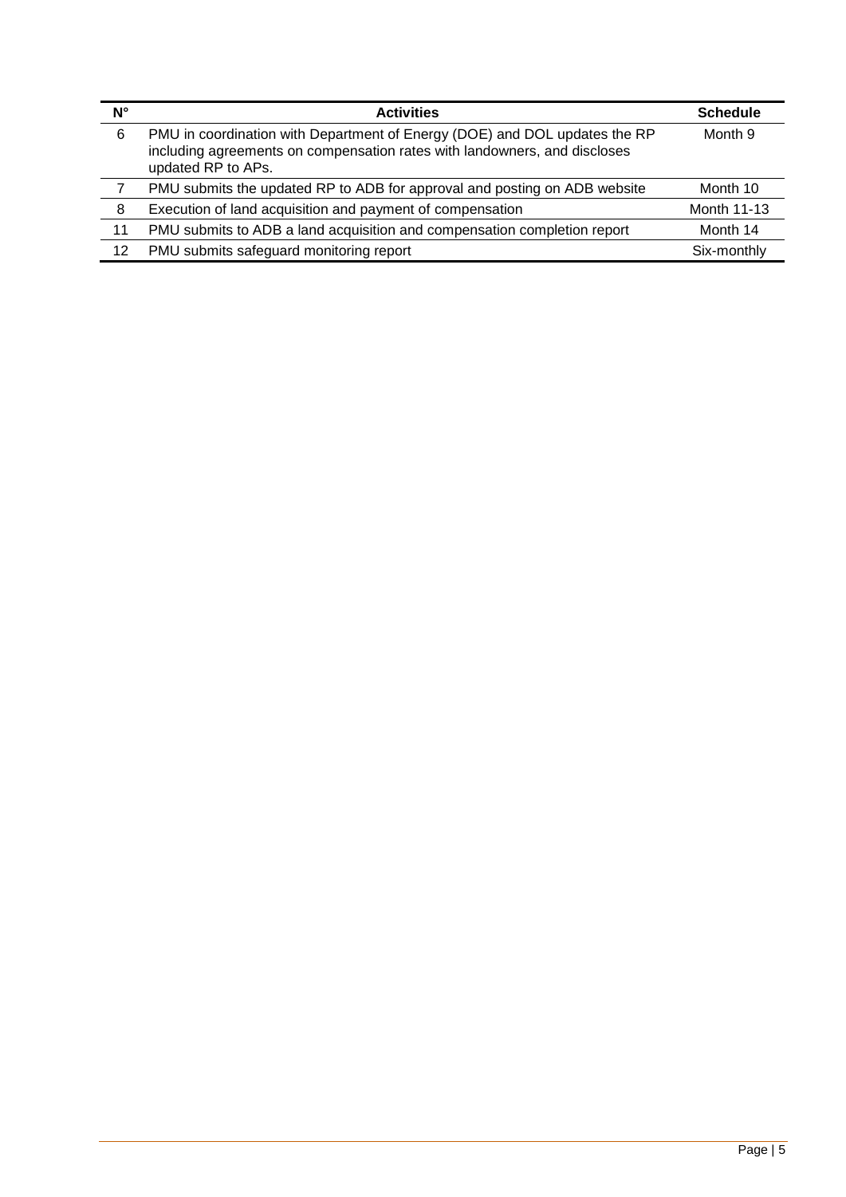| N° | Activities | Schedule |
|---|---|---|
| 6 | PMU in coordination with Department of Energy (DOE) and DOL updates the RP including agreements on compensation rates with landowners, and discloses updated RP to APs. | Month 9 |
| 7 | PMU submits the updated RP to ADB for approval and posting on ADB website | Month 10 |
| 8 | Execution of land acquisition and payment of compensation | Month 11-13 |
| 11 | PMU submits to ADB a land acquisition and compensation completion report | Month 14 |
| 12 | PMU submits safeguard monitoring report | Six-monthly |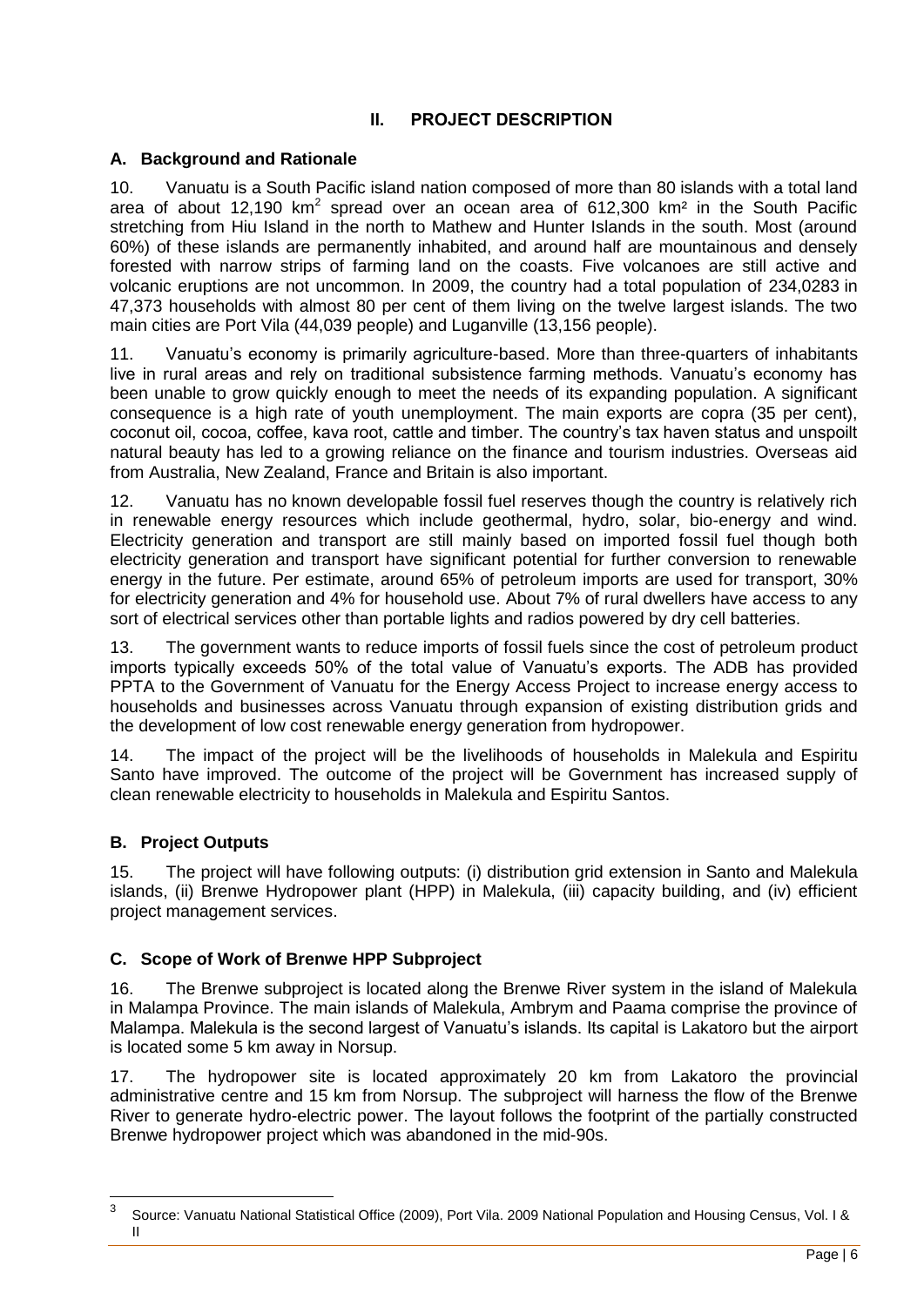## II. PROJECT DESCRIPTION

### A. Background and Rationale

10. Vanuatu is a South Pacific island nation composed of more than 80 islands with a total land area of about 12,190 km$^2$ spread over an ocean area of 612,300 km² in the South Pacific stretching from Hiu Island in the north to Mathew and Hunter Islands in the south. Most (around 60%) of these islands are permanently inhabited, and around half are mountainous and densely forested with narrow strips of farming land on the coasts. Five volcanoes are still active and volcanic eruptions are not uncommon. In 2009, the country had a total population of 234,028[3] in 47,373 households with almost 80 per cent of them living on the twelve largest islands. The two main cities are Port Vila (44,039 people) and Luganville (13,156 people).

11. Vanuatu's economy is primarily agriculture-based. More than three-quarters of inhabitants live in rural areas and rely on traditional subsistence farming methods. Vanuatu's economy has been unable to grow quickly enough to meet the needs of its expanding population. A significant consequence is a high rate of youth unemployment. The main exports are copra (35 per cent), coconut oil, cocoa, coffee, kava root, cattle and timber. The country's tax haven status and unspoilt natural beauty has led to a growing reliance on the finance and tourism industries. Overseas aid from Australia, New Zealand, France and Britain is also important.

12. Vanuatu has no known developable fossil fuel reserves though the country is relatively rich in renewable energy resources which include geothermal, hydro, solar, bio-energy and wind. Electricity generation and transport are still mainly based on imported fossil fuel though both electricity generation and transport have significant potential for further conversion to renewable energy in the future. Per estimate, around 65% of petroleum imports are used for transport, 30% for electricity generation and 4% for household use. About 7% of rural dwellers have access to any sort of electrical services other than portable lights and radios powered by dry cell batteries.

13. The government wants to reduce imports of fossil fuels since the cost of petroleum product imports typically exceeds 50% of the total value of Vanuatu's exports. The ADB has provided PPTA to the Government of Vanuatu for the Energy Access Project to increase energy access to households and businesses across Vanuatu through expansion of existing distribution grids and the development of low cost renewable energy generation from hydropower.

14. The impact of the project will be the livelihoods of households in Malekula and Espiritu Santo have improved. The outcome of the project will be Government has increased supply of clean renewable electricity to households in Malekula and Espiritu Santos.

### B. Project Outputs

15. The project will have following outputs: (i) distribution grid extension in Santo and Malekula islands, (ii) Brenwe Hydropower plant (HPP) in Malekula, (iii) capacity building, and (iv) efficient project management services.

### C. Scope of Work of Brenwe HPP Subproject

16. The Brenwe subproject is located along the Brenwe River system in the island of Malekula in Malampa Province. The main islands of Malekula, Ambrym and Paama comprise the province of Malampa. Malekula is the second largest of Vanuatu's islands. Its capital is Lakatoro but the airport is located some 5 km away in Norsup.

17. The hydropower site is located approximately 20 km from Lakatoro the provincial administrative centre and 15 km from Norsup. The subproject will harness the flow of the Brenwe River to generate hydro-electric power. The layout follows the footprint of the partially constructed Brenwe hydropower project which was abandoned in the mid-90s.

---

[3] Source: Vanuatu National Statistical Office (2009), Port Vila. 2009 National Population and Housing Census, Vol. I & II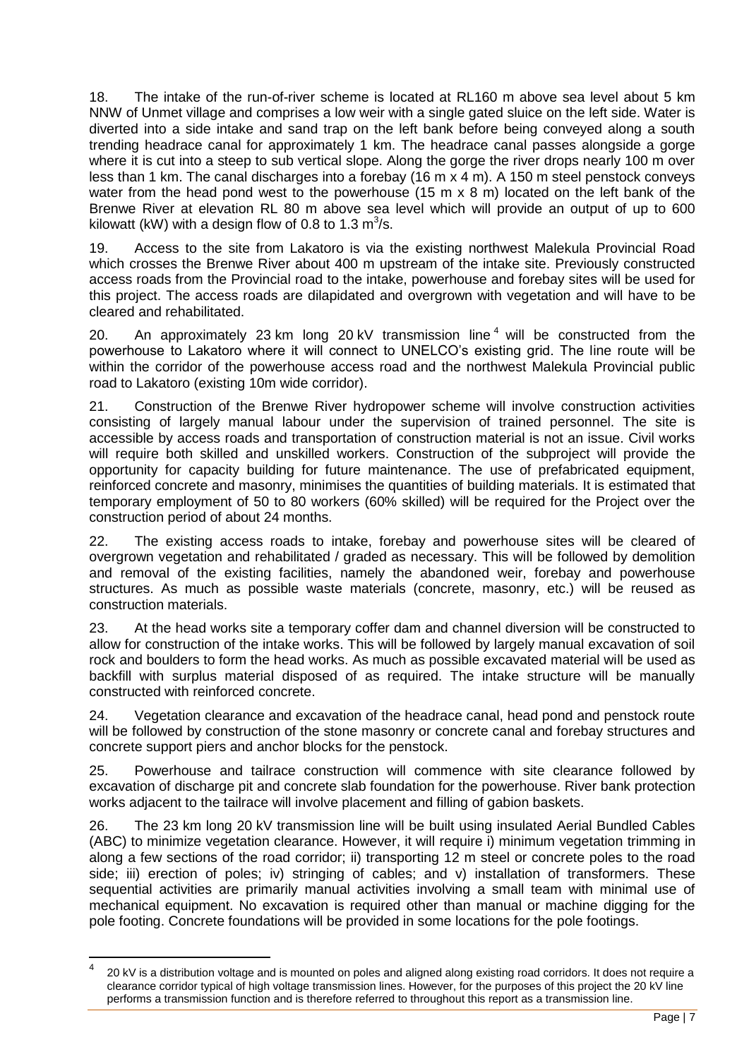18. The intake of the run-of-river scheme is located at RL160 m above sea level about 5 km NNW of Unmet village and comprises a low weir with a single gated sluice on the left side. Water is diverted into a side intake and sand trap on the left bank before being conveyed along a south trending headrace canal for approximately 1 km. The headrace canal passes alongside a gorge where it is cut into a steep to sub vertical slope. Along the gorge the river drops nearly 100 m over less than 1 km. The canal discharges into a forebay (16 m x 4 m). A 150 m steel penstock conveys water from the head pond west to the powerhouse (15 m x 8 m) located on the left bank of the Brenwe River at elevation RL 80 m above sea level which will provide an output of up to 600 kilowatt (kW) with a design flow of 0.8 to 1.3 $m^3$/s.

19. Access to the site from Lakatoro is via the existing northwest Malekula Provincial Road which crosses the Brenwe River about 400 m upstream of the intake site. Previously constructed access roads from the Provincial road to the intake, powerhouse and forebay sites will be used for this project. The access roads are dilapidated and overgrown with vegetation and will have to be cleared and rehabilitated.

20. An approximately 23 km long 20 kV transmission line[4] will be constructed from the powerhouse to Lakatoro where it will connect to UNELCO's existing grid. The line route will be within the corridor of the powerhouse access road and the northwest Malekula Provincial public road to Lakatoro (existing 10m wide corridor).

21. Construction of the Brenwe River hydropower scheme will involve construction activities consisting of largely manual labour under the supervision of trained personnel. The site is accessible by access roads and transportation of construction material is not an issue. Civil works will require both skilled and unskilled workers. Construction of the subproject will provide the opportunity for capacity building for future maintenance. The use of prefabricated equipment, reinforced concrete and masonry, minimises the quantities of building materials. It is estimated that temporary employment of 50 to 80 workers (60% skilled) will be required for the Project over the construction period of about 24 months.

22. The existing access roads to intake, forebay and powerhouse sites will be cleared of overgrown vegetation and rehabilitated / graded as necessary. This will be followed by demolition and removal of the existing facilities, namely the abandoned weir, forebay and powerhouse structures. As much as possible waste materials (concrete, masonry, etc.) will be reused as construction materials.

23. At the head works site a temporary coffer dam and channel diversion will be constructed to allow for construction of the intake works. This will be followed by largely manual excavation of soil rock and boulders to form the head works. As much as possible excavated material will be used as backfill with surplus material disposed of as required. The intake structure will be manually constructed with reinforced concrete.

24. Vegetation clearance and excavation of the headrace canal, head pond and penstock route will be followed by construction of the stone masonry or concrete canal and forebay structures and concrete support piers and anchor blocks for the penstock.

25. Powerhouse and tailrace construction will commence with site clearance followed by excavation of discharge pit and concrete slab foundation for the powerhouse. River bank protection works adjacent to the tailrace will involve placement and filling of gabion baskets.

26. The 23 km long 20 kV transmission line will be built using insulated Aerial Bundled Cables (ABC) to minimize vegetation clearance. However, it will require i) minimum vegetation trimming in along a few sections of the road corridor; ii) transporting 12 m steel or concrete poles to the road side; iii) erection of poles; iv) stringing of cables; and v) installation of transformers. These sequential activities are primarily manual activities involving a small team with minimal use of mechanical equipment. No excavation is required other than manual or machine digging for the pole footing. Concrete foundations will be provided in some locations for the pole footings.

---

[4] 20 kV is a distribution voltage and is mounted on poles and aligned along existing road corridors. It does not require a clearance corridor typical of high voltage transmission lines. However, for the purposes of this project the 20 kV line performs a transmission function and is therefore referred to throughout this report as a transmission line.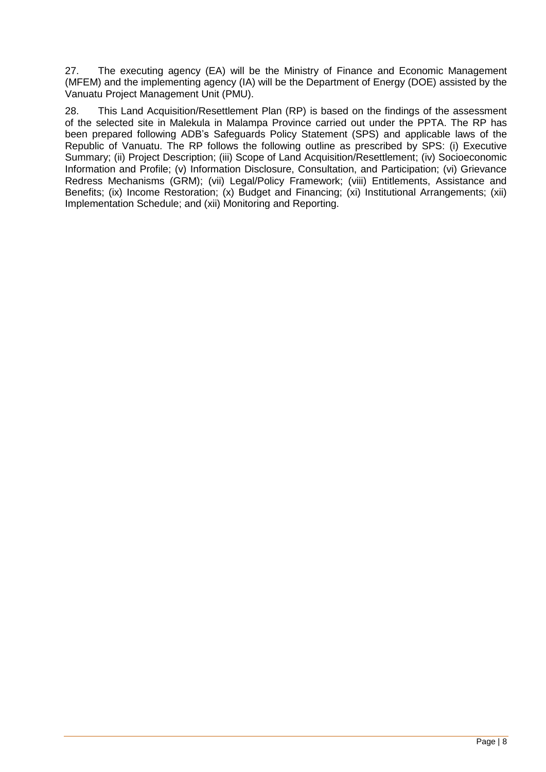27. The executing agency (EA) will be the Ministry of Finance and Economic Management (MFEM) and the implementing agency (IA) will be the Department of Energy (DOE) assisted by the Vanuatu Project Management Unit (PMU).

28. This Land Acquisition/Resettlement Plan (RP) is based on the findings of the assessment of the selected site in Malekula in Malampa Province carried out under the PPTA. The RP has been prepared following ADB's Safeguards Policy Statement (SPS) and applicable laws of the Republic of Vanuatu. The RP follows the following outline as prescribed by SPS: (i) Executive Summary; (ii) Project Description; (iii) Scope of Land Acquisition/Resettlement; (iv) Socioeconomic Information and Profile; (v) Information Disclosure, Consultation, and Participation; (vi) Grievance Redress Mechanisms (GRM); (vii) Legal/Policy Framework; (viii) Entitlements, Assistance and Benefits; (ix) Income Restoration; (x) Budget and Financing; (xi) Institutional Arrangements; (xii) Implementation Schedule; and (xii) Monitoring and Reporting.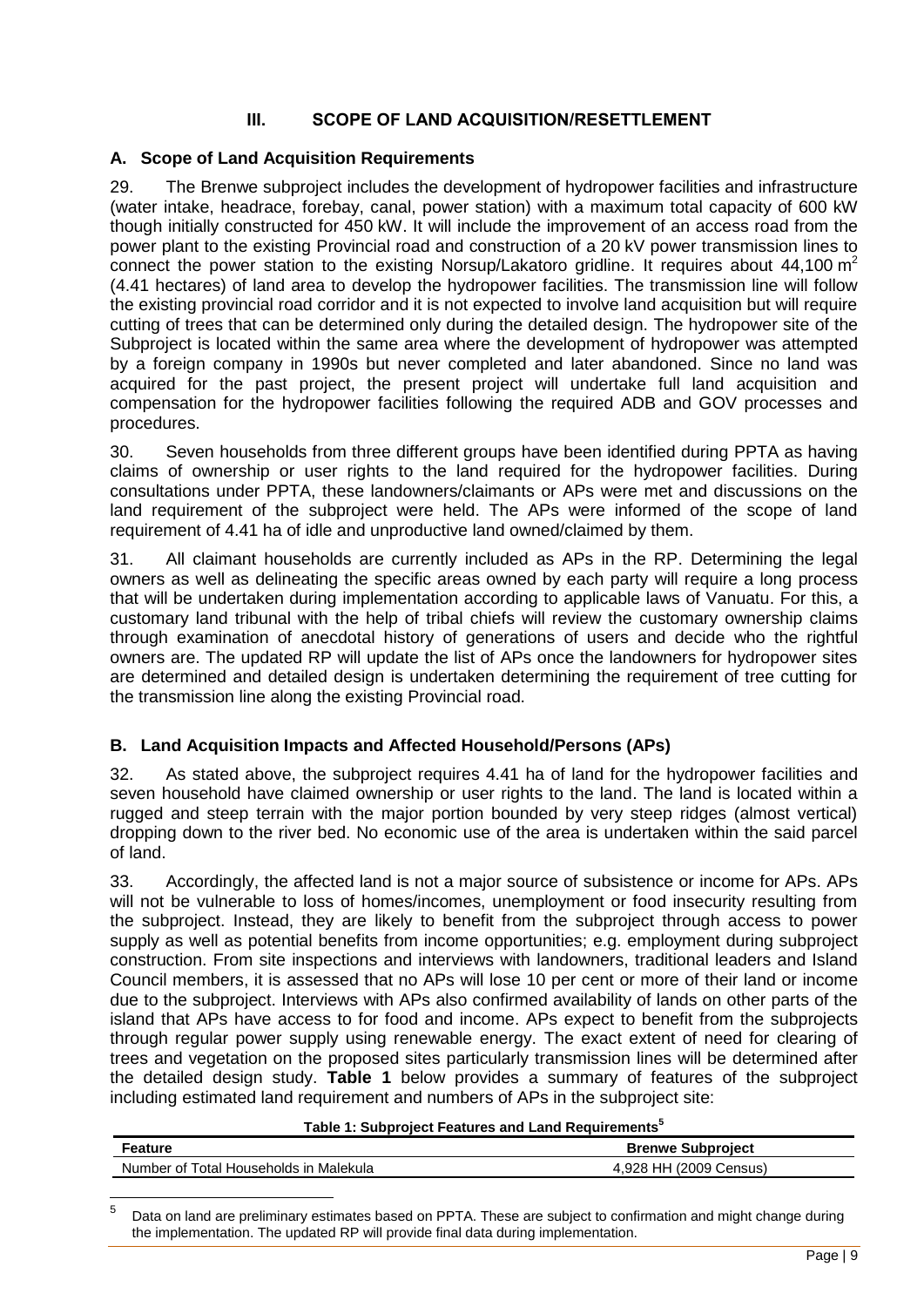## III. SCOPE OF LAND ACQUISITION/RESETTLEMENT

### A. Scope of Land Acquisition Requirements

29. The Brenwe subproject includes the development of hydropower facilities and infrastructure (water intake, headrace, forebay, canal, power station) with a maximum total capacity of 600 kW though initially constructed for 450 kW. It will include the improvement of an access road from the power plant to the existing Provincial road and construction of a 20 kV power transmission lines to connect the power station to the existing Norsup/Lakatoro gridline. It requires about 44,100 $m^2$ (4.41 hectares) of land area to develop the hydropower facilities. The transmission line will follow the existing provincial road corridor and it is not expected to involve land acquisition but will require cutting of trees that can be determined only during the detailed design. The hydropower site of the Subproject is located within the same area where the development of hydropower was attempted by a foreign company in 1990s but never completed and later abandoned. Since no land was acquired for the past project, the present project will undertake full land acquisition and compensation for the hydropower facilities following the required ADB and GOV processes and procedures.

30. Seven households from three different groups have been identified during PPTA as having claims of ownership or user rights to the land required for the hydropower facilities. During consultations under PPTA, these landowners/claimants or APs were met and discussions on the land requirement of the subproject were held. The APs were informed of the scope of land requirement of 4.41 ha of idle and unproductive land owned/claimed by them.

31. All claimant households are currently included as APs in the RP. Determining the legal owners as well as delineating the specific areas owned by each party will require a long process that will be undertaken during implementation according to applicable laws of Vanuatu. For this, a customary land tribunal with the help of tribal chiefs will review the customary ownership claims through examination of anecdotal history of generations of users and decide who the rightful owners are. The updated RP will update the list of APs once the landowners for hydropower sites are determined and detailed design is undertaken determining the requirement of tree cutting for the transmission line along the existing Provincial road.

### B. Land Acquisition Impacts and Affected Household/Persons (APs)

32. As stated above, the subproject requires 4.41 ha of land for the hydropower facilities and seven household have claimed ownership or user rights to the land. The land is located within a rugged and steep terrain with the major portion bounded by very steep ridges (almost vertical) dropping down to the river bed. No economic use of the area is undertaken within the said parcel of land.

33. Accordingly, the affected land is not a major source of subsistence or income for APs. APs will not be vulnerable to loss of homes/incomes, unemployment or food insecurity resulting from the subproject. Instead, they are likely to benefit from the subproject through access to power supply as well as potential benefits from income opportunities; e.g. employment during subproject construction. From site inspections and interviews with landowners, traditional leaders and Island Council members, it is assessed that no APs will lose 10 per cent or more of their land or income due to the subproject. Interviews with APs also confirmed availability of lands on other parts of the island that APs have access to for food and income. APs expect to benefit from the subprojects through regular power supply using renewable energy. The exact extent of need for clearing of trees and vegetation on the proposed sites particularly transmission lines will be determined after the detailed design study. **Table 1** below provides a summary of features of the subproject including estimated land requirement and numbers of APs in the subproject site:

**Table 1: Subproject Features and Land Requirements[5]**

| Feature | Brenwe Subproject |
|---|---|
| Number of Total Households in Malekula | 4,928 HH (2009 Census) |

[5] Data on land are preliminary estimates based on PPTA. These are subject to confirmation and might change during the implementation. The updated RP will provide final data during implementation.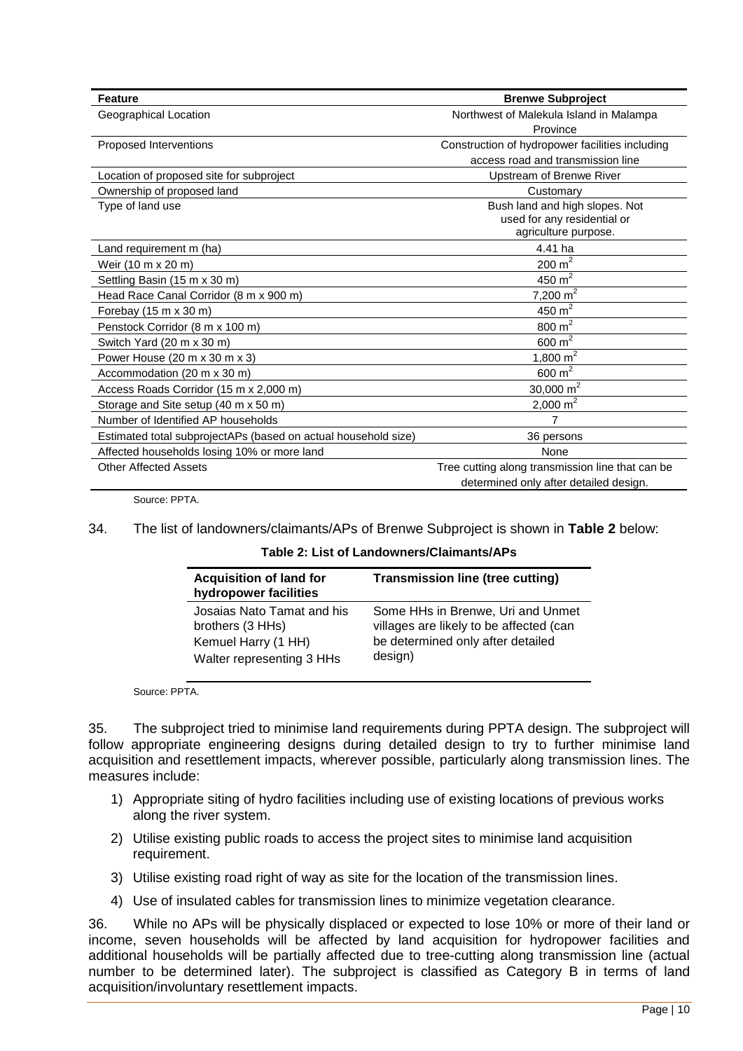| Feature | Brenwe Subproject |
| --- | --- |
| Geographical Location | Northwest of Malekula Island in Malampa Province |
| Proposed Interventions | Construction of hydropower facilities including access road and transmission line |
| Location of proposed site for subproject | Upstream of Brenwe River |
| Ownership of proposed land | Customary |
| Type of land use | Bush land and high slopes. Not used for any residential or agriculture purpose. |
| Land requirement m (ha) | 4.41 ha |
| Weir (10 m x 20 m) | 200 $m^2$ |
| Settling Basin (15 m x 30 m) | 450 $m^2$ |
| Head Race Canal Corridor (8 m x 900 m) | 7,200 $m^2$ |
| Forebay (15 m x 30 m) | 450 $m^2$ |
| Penstock Corridor (8 m x 100 m) | 800 $m^2$ |
| Switch Yard (20 m x 30 m) | 600 $m^2$ |
| Power House (20 m x 30 m x 3) | 1,800 $m^2$ |
| Accommodation (20 m x 30 m) | 600 $m^2$ |
| Access Roads Corridor (15 m x 2,000 m) | 30,000 $m^2$ |
| Storage and Site setup (40 m x 50 m) | 2,000 $m^2$ |
| Number of Identified AP households | 7 |
| Estimated total subprojectAPs (based on actual household size) | 36 persons |
| Affected households losing 10% or more land | None |
| Other Affected Assets | Tree cutting along transmission line that can be determined only after detailed design. |

Source: PPTA.

34. The list of landowners/claimants/APs of Brenwe Subproject is shown in **Table 2** below:

**Table 2: List of Landowners/Claimants/APs**

| Acquisition of land for hydropower facilities | Transmission line (tree cutting) |
| --- | --- |
| Josaias Nato Tamat and his brothers (3 HHs)<br>Kemuel Harry (1 HH)<br>Walter representing 3 HHs | Some HHs in Brenwe, Uri and Unmet villages are likely to be affected (can be determined only after detailed design) |

Source: PPTA.

35. The subproject tried to minimise land requirements during PPTA design. The subproject will follow appropriate engineering designs during detailed design to try to further minimise land acquisition and resettlement impacts, wherever possible, particularly along transmission lines. The measures include:

1) Appropriate siting of hydro facilities including use of existing locations of previous works along the river system.
2) Utilise existing public roads to access the project sites to minimise land acquisition requirement.
3) Utilise existing road right of way as site for the location of the transmission lines.
4) Use of insulated cables for transmission lines to minimize vegetation clearance.

36. While no APs will be physically displaced or expected to lose 10% or more of their land or income, seven households will be affected by land acquisition for hydropower facilities and additional households will be partially affected due to tree-cutting along transmission line (actual number to be determined later). The subproject is classified as Category B in terms of land acquisition/involuntary resettlement impacts.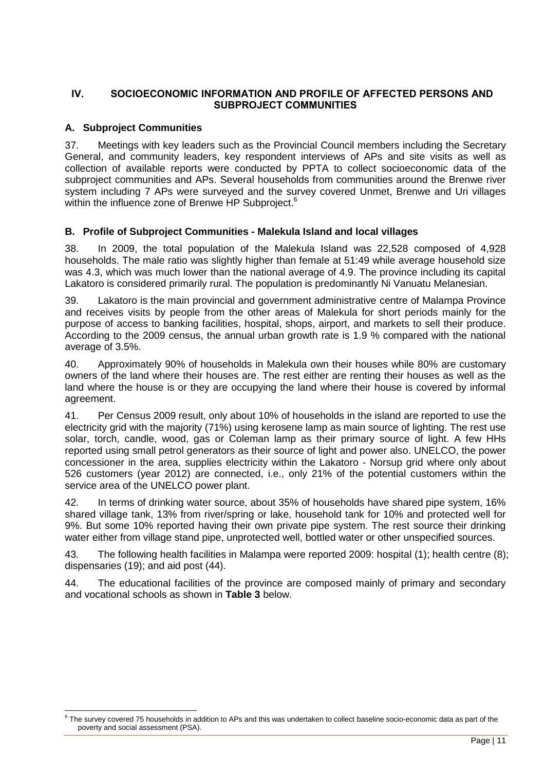# IV. SOCIOECONOMIC INFORMATION AND PROFILE OF AFFECTED PERSONS AND SUBPROJECT COMMUNITIES

## A. Subproject Communities

37. Meetings with key leaders such as the Provincial Council members including the Secretary General, and community leaders, key respondent interviews of APs and site visits as well as collection of available reports were conducted by PPTA to collect socioeconomic data of the subproject communities and APs. Several households from communities around the Brenwe river system including 7 APs were surveyed and the survey covered Unmet, Brenwe and Uri villages within the influence zone of Brenwe HP Subproject.[6]

## B. Profile of Subproject Communities - Malekula Island and local villages

38. In 2009, the total population of the Malekula Island was 22,528 composed of 4,928 households. The male ratio was slightly higher than female at 51:49 while average household size was 4.3, which was much lower than the national average of 4.9. The province including its capital Lakatoro is considered primarily rural. The population is predominantly Ni Vanuatu Melanesian.

39. Lakatoro is the main provincial and government administrative centre of Malampa Province and receives visits by people from the other areas of Malekula for short periods mainly for the purpose of access to banking facilities, hospital, shops, airport, and markets to sell their produce. According to the 2009 census, the annual urban growth rate is 1.9 % compared with the national average of 3.5%.

40. Approximately 90% of households in Malekula own their houses while 80% are customary owners of the land where their houses are. The rest either are renting their houses as well as the land where the house is or they are occupying the land where their house is covered by informal agreement.

41. Per Census 2009 result, only about 10% of households in the island are reported to use the electricity grid with the majority (71%) using kerosene lamp as main source of lighting. The rest use solar, torch, candle, wood, gas or Coleman lamp as their primary source of light. A few HHs reported using small petrol generators as their source of light and power also. UNELCO, the power concessioner in the area, supplies electricity within the Lakatoro - Norsup grid where only about 526 customers (year 2012) are connected, i.e., only 21% of the potential customers within the service area of the UNELCO power plant.

42. In terms of drinking water source, about 35% of households have shared pipe system, 16% shared village tank, 13% from river/spring or lake, household tank for 10% and protected well for 9%. But some 10% reported having their own private pipe system. The rest source their drinking water either from village stand pipe, unprotected well, bottled water or other unspecified sources.

43. The following health facilities in Malampa were reported 2009: hospital (1); health centre (8); dispensaries (19); and aid post (44).

44. The educational facilities of the province are composed mainly of primary and secondary and vocational schools as shown in **Table 3** below.

---

[6] The survey covered 75 households in addition to APs and this was undertaken to collect baseline socio-economic data as part of the poverty and social assessment (PSA).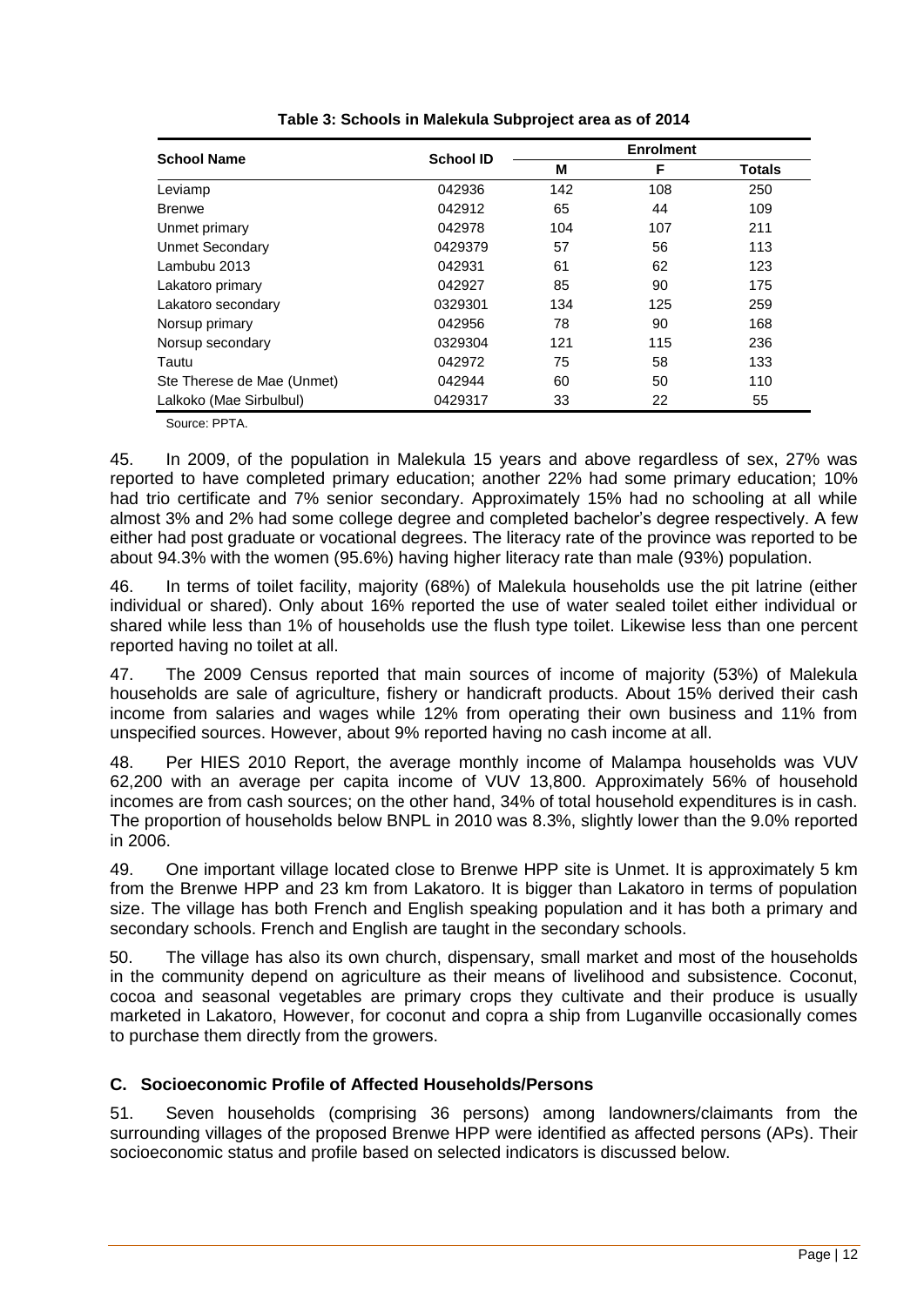**Table 3: Schools in Malekula Subproject area as of 2014**

| School Name | School ID | Enrolment | | |
|---|---|---|---|---|
| | | M | F | Totals |
| Leviamp | 042936 | 142 | 108 | 250 |
| Brenwe | 042912 | 65 | 44 | 109 |
| Unmet primary | 042978 | 104 | 107 | 211 |
| Unmet Secondary | 0429379 | 57 | 56 | 113 |
| Lambubu 2013 | 042931 | 61 | 62 | 123 |
| Lakatoro primary | 042927 | 85 | 90 | 175 |
| Lakatoro secondary | 0329301 | 134 | 125 | 259 |
| Norsup primary | 042956 | 78 | 90 | 168 |
| Norsup secondary | 0329304 | 121 | 115 | 236 |
| Tautu | 042972 | 75 | 58 | 133 |
| Ste Therese de Mae (Unmet) | 042944 | 60 | 50 | 110 |
| Lalkoko (Mae Sirbulbul) | 0429317 | 33 | 22 | 55 |

Source: PPTA.

45. In 2009, of the population in Malekula 15 years and above regardless of sex, 27% was reported to have completed primary education; another 22% had some primary education; 10% had trio certificate and 7% senior secondary. Approximately 15% had no schooling at all while almost 3% and 2% had some college degree and completed bachelor's degree respectively. A few either had post graduate or vocational degrees. The literacy rate of the province was reported to be about 94.3% with the women (95.6%) having higher literacy rate than male (93%) population.

46. In terms of toilet facility, majority (68%) of Malekula households use the pit latrine (either individual or shared). Only about 16% reported the use of water sealed toilet either individual or shared while less than 1% of households use the flush type toilet. Likewise less than one percent reported having no toilet at all.

47. The 2009 Census reported that main sources of income of majority (53%) of Malekula households are sale of agriculture, fishery or handicraft products. About 15% derived their cash income from salaries and wages while 12% from operating their own business and 11% from unspecified sources. However, about 9% reported having no cash income at all.

48. Per HIES 2010 Report, the average monthly income of Malampa households was VUV 62,200 with an average per capita income of VUV 13,800. Approximately 56% of household incomes are from cash sources; on the other hand, 34% of total household expenditures is in cash. The proportion of households below BNPL in 2010 was 8.3%, slightly lower than the 9.0% reported in 2006.

49. One important village located close to Brenwe HPP site is Unmet. It is approximately 5 km from the Brenwe HPP and 23 km from Lakatoro. It is bigger than Lakatoro in terms of population size. The village has both French and English speaking population and it has both a primary and secondary schools. French and English are taught in the secondary schools.

50. The village has also its own church, dispensary, small market and most of the households in the community depend on agriculture as their means of livelihood and subsistence. Coconut, cocoa and seasonal vegetables are primary crops they cultivate and their produce is usually marketed in Lakatoro, However, for coconut and copra a ship from Luganville occasionally comes to purchase them directly from the growers.

### C. Socioeconomic Profile of Affected Households/Persons

51. Seven households (comprising 36 persons) among landowners/claimants from the surrounding villages of the proposed Brenwe HPP were identified as affected persons (APs). Their socioeconomic status and profile based on selected indicators is discussed below.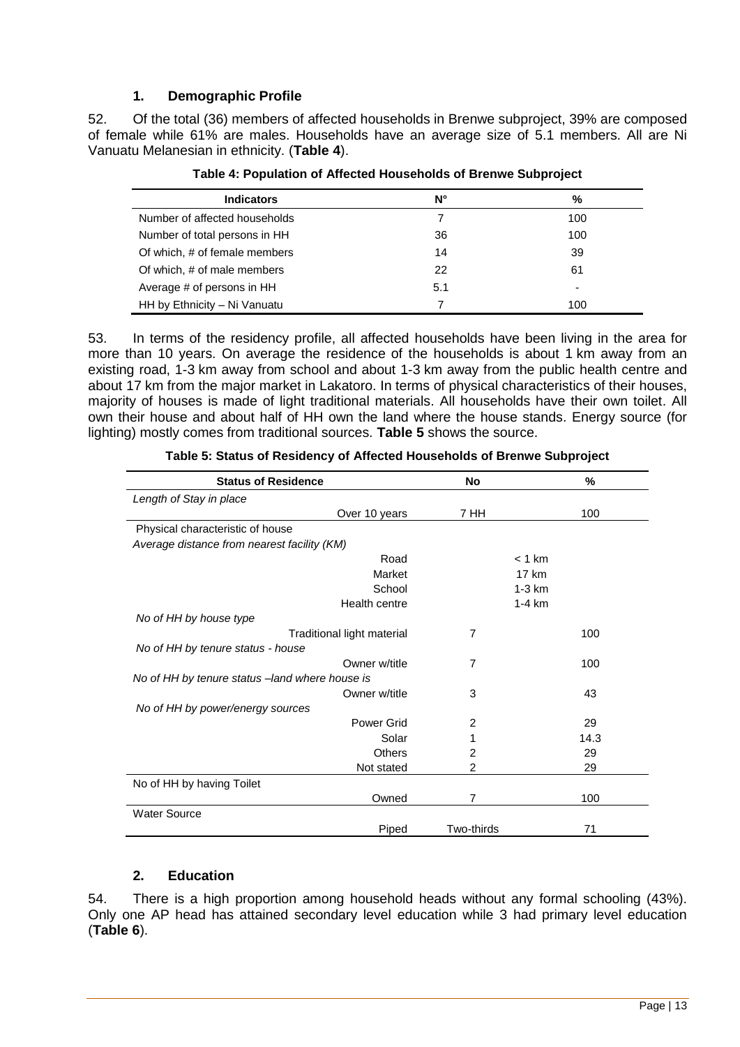## 1. Demographic Profile

52. Of the total (36) members of affected households in Brenwe subproject, 39% are composed of female while 61% are males. Households have an average size of 5.1 members. All are Ni Vanuatu Melanesian in ethnicity. (**Table 4**).

**Table 4: Population of Affected Households of Brenwe Subproject**

| Indicators | N° | % |
|---|---|---|
| Number of affected households | 7 | 100 |
| Number of total persons in HH | 36 | 100 |
| Of which, # of female members | 14 | 39 |
| Of which, # of male members | 22 | 61 |
| Average # of persons in HH | 5.1 | - |
| HH by Ethnicity – Ni Vanuatu | 7 | 100 |

53. In terms of the residency profile, all affected households have been living in the area for more than 10 years. On average the residence of the households is about 1 km away from an existing road, 1-3 km away from school and about 1-3 km away from the public health centre and about 17 km from the major market in Lakatoro. In terms of physical characteristics of their houses, majority of houses is made of light traditional materials. All households have their own toilet. All own their house and about half of HH own the land where the house stands. Energy source (for lighting) mostly comes from traditional sources. **Table 5** shows the source.

**Table 5: Status of Residency of Affected Households of Brenwe Subproject**

| Status of Residence | No | % |
|---|---|---|
| *Length of Stay in place* | | |
| Over 10 years | 7 HH | 100 |
| Physical characteristic of house | | |
| *Average distance from nearest facility (KM)* | | |
| Road | < 1 km | |
| Market | 17 km | |
| School | 1-3 km | |
| Health centre | 1-4 km | |
| *No of HH by house type* | | |
| Traditional light material | 7 | 100 |
| *No of HH by tenure status - house* | | |
| Owner w/title | 7 | 100 |
| *No of HH by tenure status –land where house is* | | |
| Owner w/title | 3 | 43 |
| *No of HH by power/energy sources* | | |
| Power Grid | 2 | 29 |
| Solar | 1 | 14.3 |
| Others | 2 | 29 |
| Not stated | 2 | 29 |
| No of HH by having Toilet | | |
| Owned | 7 | 100 |
| Water Source | | |
| Piped | Two-thirds | 71 |

## 2. Education

54. There is a high proportion among household heads without any formal schooling (43%). Only one AP head has attained secondary level education while 3 had primary level education (**Table 6**).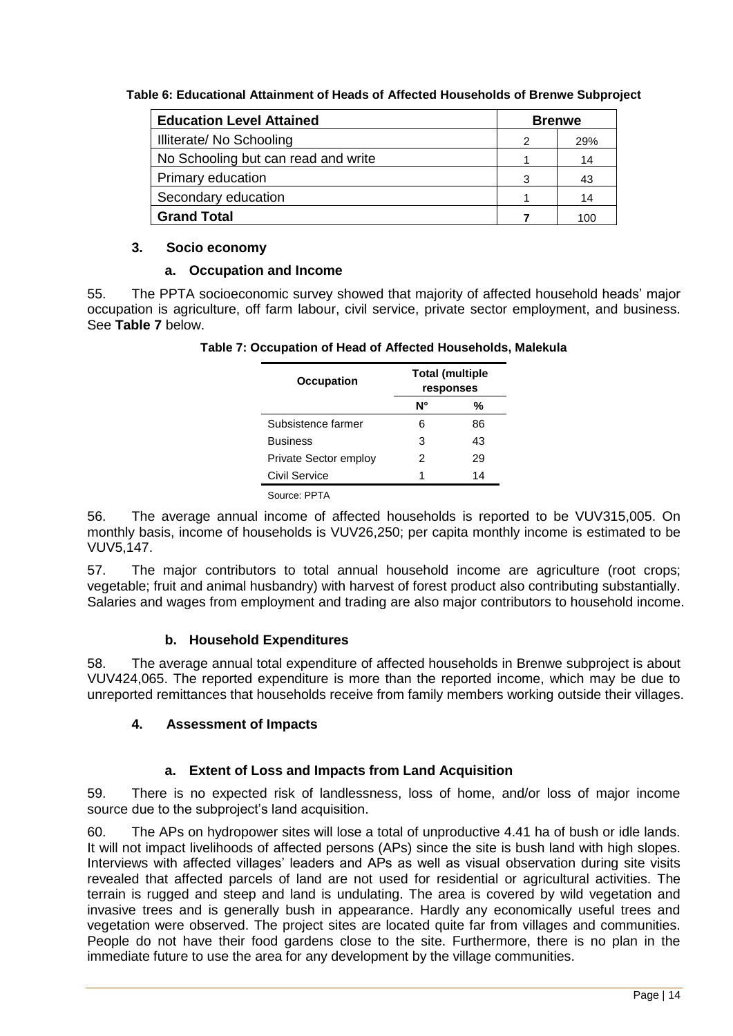**Table 6: Educational Attainment of Heads of Affected Households of Brenwe Subproject**

| Education Level Attained | Brenwe | |
|---|---|---|
| Illiterate/ No Schooling | 2 | 29% |
| No Schooling but can read and write | 1 | 14 |
| Primary education | 3 | 43 |
| Secondary education | 1 | 14 |
| **Grand Total** | **7** | 100 |

### 3. Socio economy

#### a. Occupation and Income

55. The PPTA socioeconomic survey showed that majority of affected household heads' major occupation is agriculture, off farm labour, civil service, private sector employment, and business. See **Table 7** below.

**Table 7: Occupation of Head of Affected Households, Malekula**

| Occupation | Total (multiple responses | |
|---|---|---|
| | N° | % |
| Subsistence farmer | 6 | 86 |
| Business | 3 | 43 |
| Private Sector employ | 2 | 29 |
| Civil Service | 1 | 14 |

Source: PPTA

56. The average annual income of affected households is reported to be VUV315,005. On monthly basis, income of households is VUV26,250; per capita monthly income is estimated to be VUV5,147.

57. The major contributors to total annual household income are agriculture (root crops; vegetable; fruit and animal husbandry) with harvest of forest product also contributing substantially. Salaries and wages from employment and trading are also major contributors to household income.

#### b. Household Expenditures

58. The average annual total expenditure of affected households in Brenwe subproject is about VUV424,065. The reported expenditure is more than the reported income, which may be due to unreported remittances that households receive from family members working outside their villages.

### 4. Assessment of Impacts

#### a. Extent of Loss and Impacts from Land Acquisition

59. There is no expected risk of landlessness, loss of home, and/or loss of major income source due to the subproject's land acquisition.

60. The APs on hydropower sites will lose a total of unproductive 4.41 ha of bush or idle lands. It will not impact livelihoods of affected persons (APs) since the site is bush land with high slopes. Interviews with affected villages' leaders and APs as well as visual observation during site visits revealed that affected parcels of land are not used for residential or agricultural activities. The terrain is rugged and steep and land is undulating. The area is covered by wild vegetation and invasive trees and is generally bush in appearance. Hardly any economically useful trees and vegetation were observed. The project sites are located quite far from villages and communities. People do not have their food gardens close to the site. Furthermore, there is no plan in the immediate future to use the area for any development by the village communities.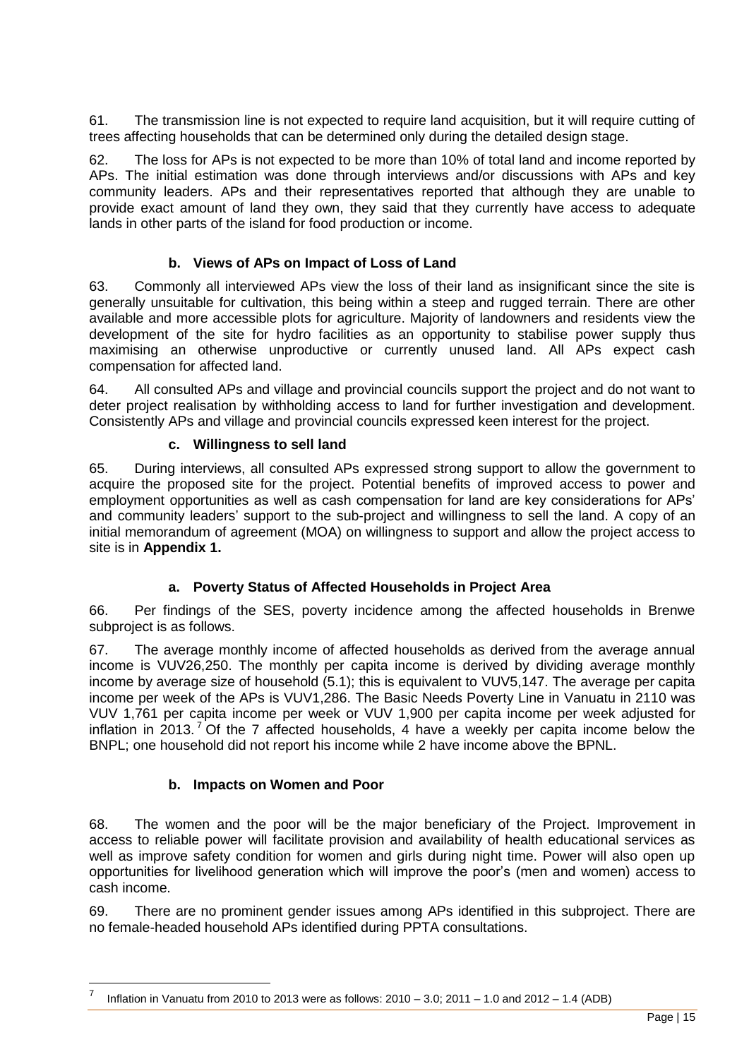61. The transmission line is not expected to require land acquisition, but it will require cutting of trees affecting households that can be determined only during the detailed design stage.

62. The loss for APs is not expected to be more than 10% of total land and income reported by APs. The initial estimation was done through interviews and/or discussions with APs and key community leaders. APs and their representatives reported that although they are unable to provide exact amount of land they own, they said that they currently have access to adequate lands in other parts of the island for food production or income.

### b. Views of APs on Impact of Loss of Land

63. Commonly all interviewed APs view the loss of their land as insignificant since the site is generally unsuitable for cultivation, this being within a steep and rugged terrain. There are other available and more accessible plots for agriculture. Majority of landowners and residents view the development of the site for hydro facilities as an opportunity to stabilise power supply thus maximising an otherwise unproductive or currently unused land. All APs expect cash compensation for affected land.

64. All consulted APs and village and provincial councils support the project and do not want to deter project realisation by withholding access to land for further investigation and development. Consistently APs and village and provincial councils expressed keen interest for the project.

### c. Willingness to sell land

65. During interviews, all consulted APs expressed strong support to allow the government to acquire the proposed site for the project. Potential benefits of improved access to power and employment opportunities as well as cash compensation for land are key considerations for APs' and community leaders' support to the sub-project and willingness to sell the land. A copy of an initial memorandum of agreement (MOA) on willingness to support and allow the project access to site is in **Appendix 1.**

### a. Poverty Status of Affected Households in Project Area

66. Per findings of the SES, poverty incidence among the affected households in Brenwe subproject is as follows.

67. The average monthly income of affected households as derived from the average annual income is VUV26,250. The monthly per capita income is derived by dividing average monthly income by average size of household (5.1); this is equivalent to VUV5,147. The average per capita income per week of the APs is VUV1,286. The Basic Needs Poverty Line in Vanuatu in 2110 was VUV 1,761 per capita income per week or VUV 1,900 per capita income per week adjusted for inflation in 2013.[7] Of the 7 affected households, 4 have a weekly per capita income below the BNPL; one household did not report his income while 2 have income above the BPNL.

### b. Impacts on Women and Poor

68. The women and the poor will be the major beneficiary of the Project. Improvement in access to reliable power will facilitate provision and availability of health educational services as well as improve safety condition for women and girls during night time. Power will also open up opportunities for livelihood generation which will improve the poor's (men and women) access to cash income.

69. There are no prominent gender issues among APs identified in this subproject. There are no female-headed household APs identified during PPTA consultations.

[7] Inflation in Vanuatu from 2010 to 2013 were as follows: 2010 – 3.0; 2011 – 1.0 and 2012 – 1.4 (ADB)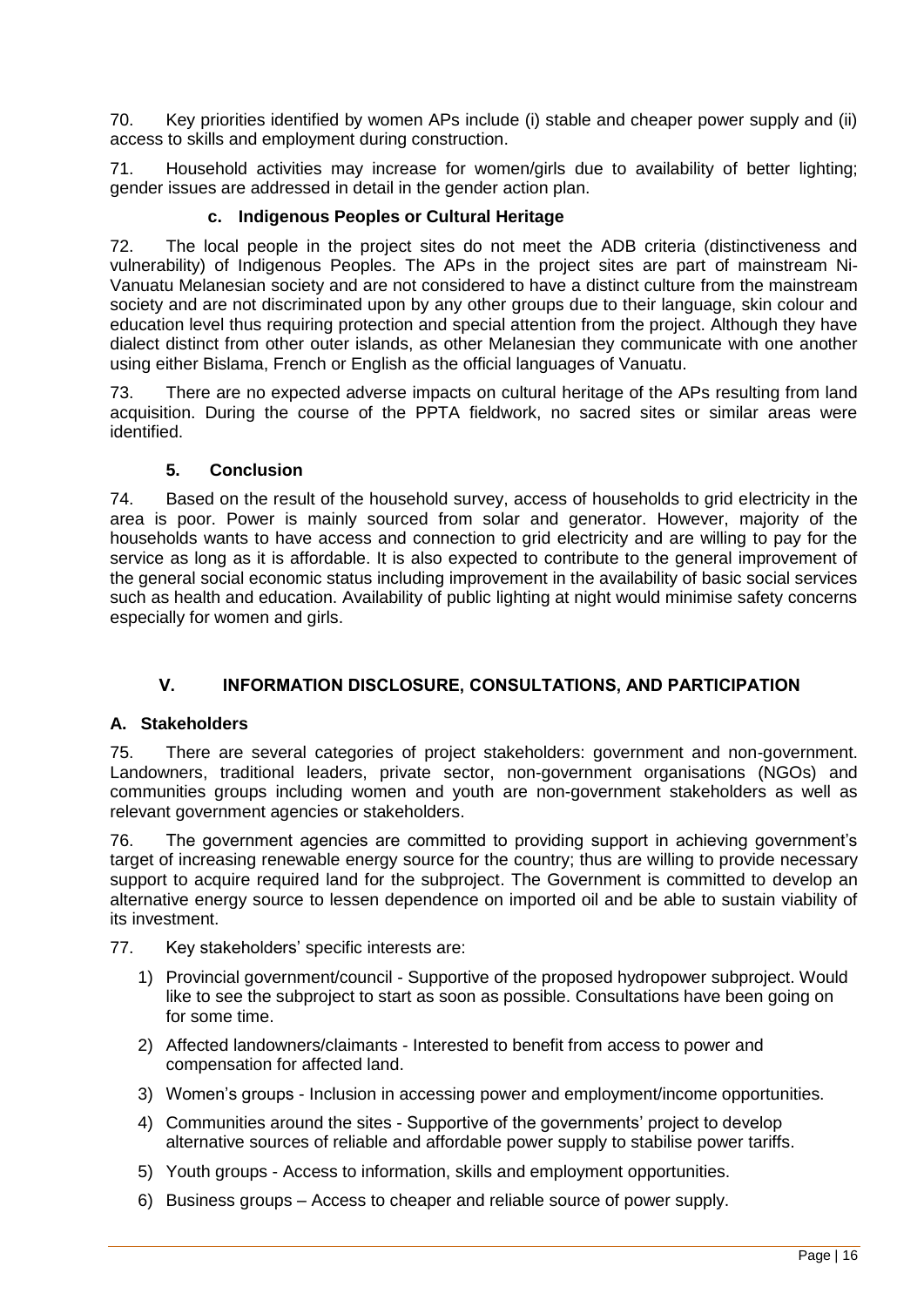70. Key priorities identified by women APs include (i) stable and cheaper power supply and (ii) access to skills and employment during construction.

71. Household activities may increase for women/girls due to availability of better lighting; gender issues are addressed in detail in the gender action plan.

#### c. Indigenous Peoples or Cultural Heritage

72. The local people in the project sites do not meet the ADB criteria (distinctiveness and vulnerability) of Indigenous Peoples. The APs in the project sites are part of mainstream Ni-Vanuatu Melanesian society and are not considered to have a distinct culture from the mainstream society and are not discriminated upon by any other groups due to their language, skin colour and education level thus requiring protection and special attention from the project. Although they have dialect distinct from other outer islands, as other Melanesian they communicate with one another using either Bislama, French or English as the official languages of Vanuatu.

73. There are no expected adverse impacts on cultural heritage of the APs resulting from land acquisition. During the course of the PPTA fieldwork, no sacred sites or similar areas were identified.

### 5. Conclusion

74. Based on the result of the household survey, access of households to grid electricity in the area is poor. Power is mainly sourced from solar and generator. However, majority of the households wants to have access and connection to grid electricity and are willing to pay for the service as long as it is affordable. It is also expected to contribute to the general improvement of the general social economic status including improvement in the availability of basic social services such as health and education. Availability of public lighting at night would minimise safety concerns especially for women and girls.

## V. INFORMATION DISCLOSURE, CONSULTATIONS, AND PARTICIPATION

### A. Stakeholders

75. There are several categories of project stakeholders: government and non-government. Landowners, traditional leaders, private sector, non-government organisations (NGOs) and communities groups including women and youth are non-government stakeholders as well as relevant government agencies or stakeholders.

76. The government agencies are committed to providing support in achieving government's target of increasing renewable energy source for the country; thus are willing to provide necessary support to acquire required land for the subproject. The Government is committed to develop an alternative energy source to lessen dependence on imported oil and be able to sustain viability of its investment.

77. Key stakeholders' specific interests are:

1) Provincial government/council - Supportive of the proposed hydropower subproject. Would like to see the subproject to start as soon as possible. Consultations have been going on for some time.
2) Affected landowners/claimants - Interested to benefit from access to power and compensation for affected land.
3) Women's groups - Inclusion in accessing power and employment/income opportunities.
4) Communities around the sites - Supportive of the governments' project to develop alternative sources of reliable and affordable power supply to stabilise power tariffs.
5) Youth groups - Access to information, skills and employment opportunities.
6) Business groups – Access to cheaper and reliable source of power supply.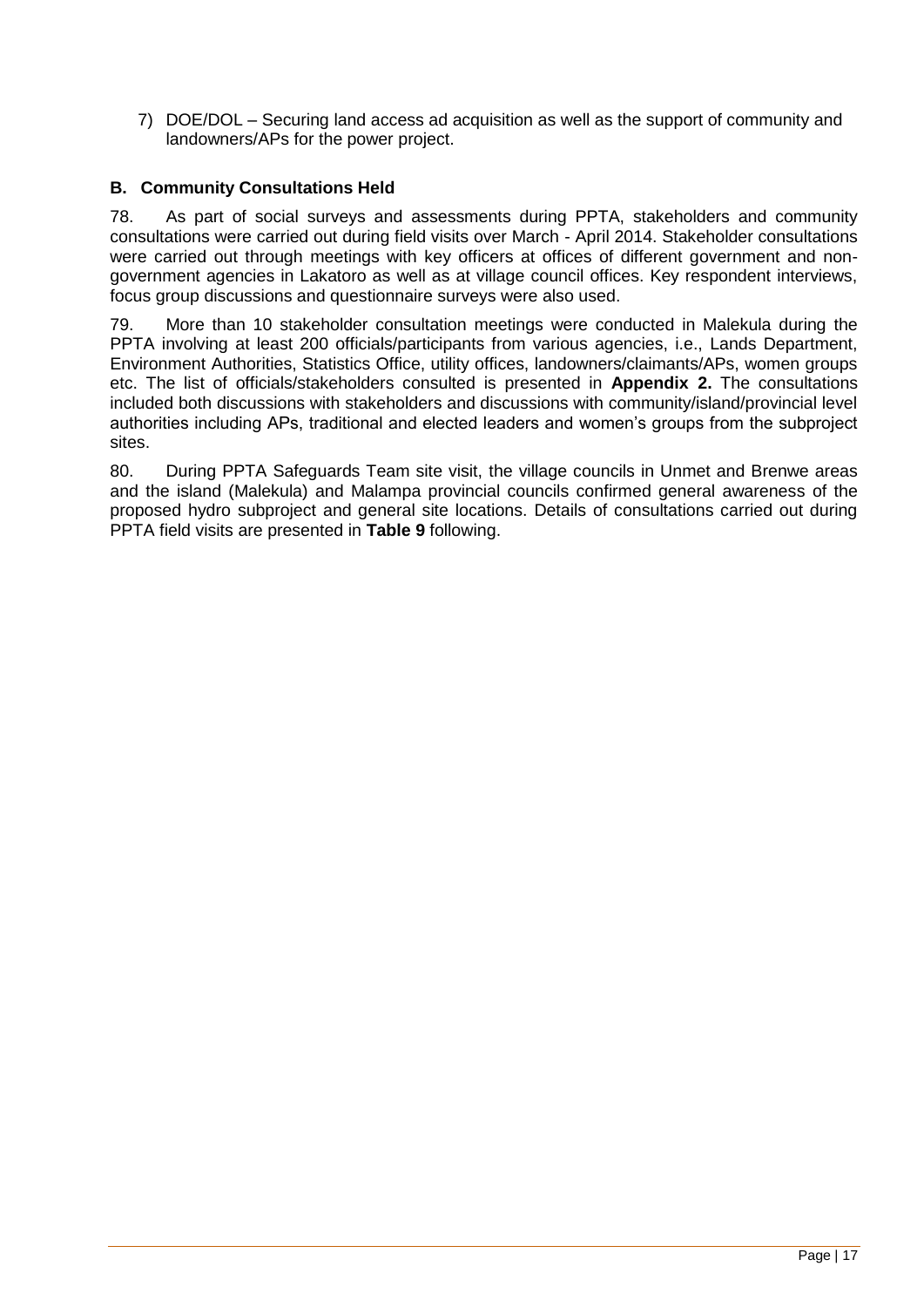7) DOE/DOL – Securing land access ad acquisition as well as the support of community and landowners/APs for the power project.

### B. Community Consultations Held

78. As part of social surveys and assessments during PPTA, stakeholders and community consultations were carried out during field visits over March - April 2014. Stakeholder consultations were carried out through meetings with key officers at offices of different government and non-government agencies in Lakatoro as well as at village council offices. Key respondent interviews, focus group discussions and questionnaire surveys were also used.

79. More than 10 stakeholder consultation meetings were conducted in Malekula during the PPTA involving at least 200 officials/participants from various agencies, i.e., Lands Department, Environment Authorities, Statistics Office, utility offices, landowners/claimants/APs, women groups etc. The list of officials/stakeholders consulted is presented in **Appendix 2.** The consultations included both discussions with stakeholders and discussions with community/island/provincial level authorities including APs, traditional and elected leaders and women's groups from the subproject sites.

80. During PPTA Safeguards Team site visit, the village councils in Unmet and Brenwe areas and the island (Malekula) and Malampa provincial councils confirmed general awareness of the proposed hydro subproject and general site locations. Details of consultations carried out during PPTA field visits are presented in **Table 9** following.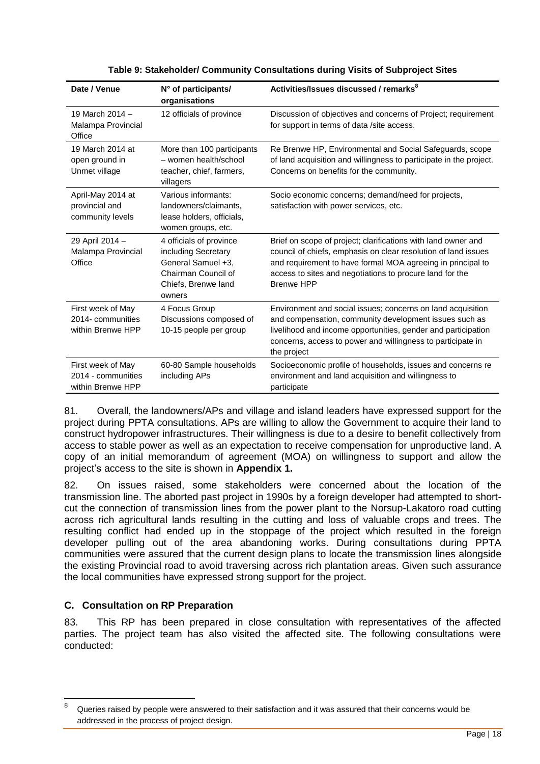**Table 9: Stakeholder/ Community Consultations during Visits of Subproject Sites**

| Date / Venue | N° of participants/ organisations | Activities/Issues discussed / remarks[8] |
|---|---|---|
| 19 March 2014 – Malampa Provincial Office | 12 officials of province | Discussion of objectives and concerns of Project; requirement for support in terms of data /site access. |
| 19 March 2014 at open ground in Unmet village | More than 100 participants – women health/school teacher, chief, farmers, villagers | Re Brenwe HP, Environmental and Social Safeguards, scope of land acquisition and willingness to participate in the project. Concerns on benefits for the community. |
| April-May 2014 at provincial and community levels | Various informants: landowners/claimants, lease holders, officials, women groups, etc. | Socio economic concerns; demand/need for projects, satisfaction with power services, etc. |
| 29 April 2014 – Malampa Provincial Office | 4 officials of province including Secretary General Samuel +3, Chairman Council of Chiefs, Brenwe land owners | Brief on scope of project; clarifications with land owner and council of chiefs, emphasis on clear resolution of land issues and requirement to have formal MOA agreeing in principal to access to sites and negotiations to procure land for the Brenwe HPP |
| First week of May 2014- communities within Brenwe HPP | 4 Focus Group Discussions composed of 10-15 people per group | Environment and social issues; concerns on land acquisition and compensation, community development issues such as livelihood and income opportunities, gender and participation concerns, access to power and willingness to participate in the project |
| First week of May 2014 - communities within Brenwe HPP | 60-80 Sample households including APs | Socioeconomic profile of households, issues and concerns re environment and land acquisition and willingness to participate |

81. Overall, the landowners/APs and village and island leaders have expressed support for the project during PPTA consultations. APs are willing to allow the Government to acquire their land to construct hydropower infrastructures. Their willingness is due to a desire to benefit collectively from access to stable power as well as an expectation to receive compensation for unproductive land. A copy of an initial memorandum of agreement (MOA) on willingness to support and allow the project's access to the site is shown in **Appendix 1.**

82. On issues raised, some stakeholders were concerned about the location of the transmission line. The aborted past project in 1990s by a foreign developer had attempted to short-cut the connection of transmission lines from the power plant to the Norsup-Lakatoro road cutting across rich agricultural lands resulting in the cutting and loss of valuable crops and trees. The resulting conflict had ended up in the stoppage of the project which resulted in the foreign developer pulling out of the area abandoning works. During consultations during PPTA communities were assured that the current design plans to locate the transmission lines alongside the existing Provincial road to avoid traversing across rich plantation areas. Given such assurance the local communities have expressed strong support for the project.

### C. Consultation on RP Preparation

83. This RP has been prepared in close consultation with representatives of the affected parties. The project team has also visited the affected site. The following consultations were conducted:

[8] Queries raised by people were answered to their satisfaction and it was assured that their concerns would be addressed in the process of project design.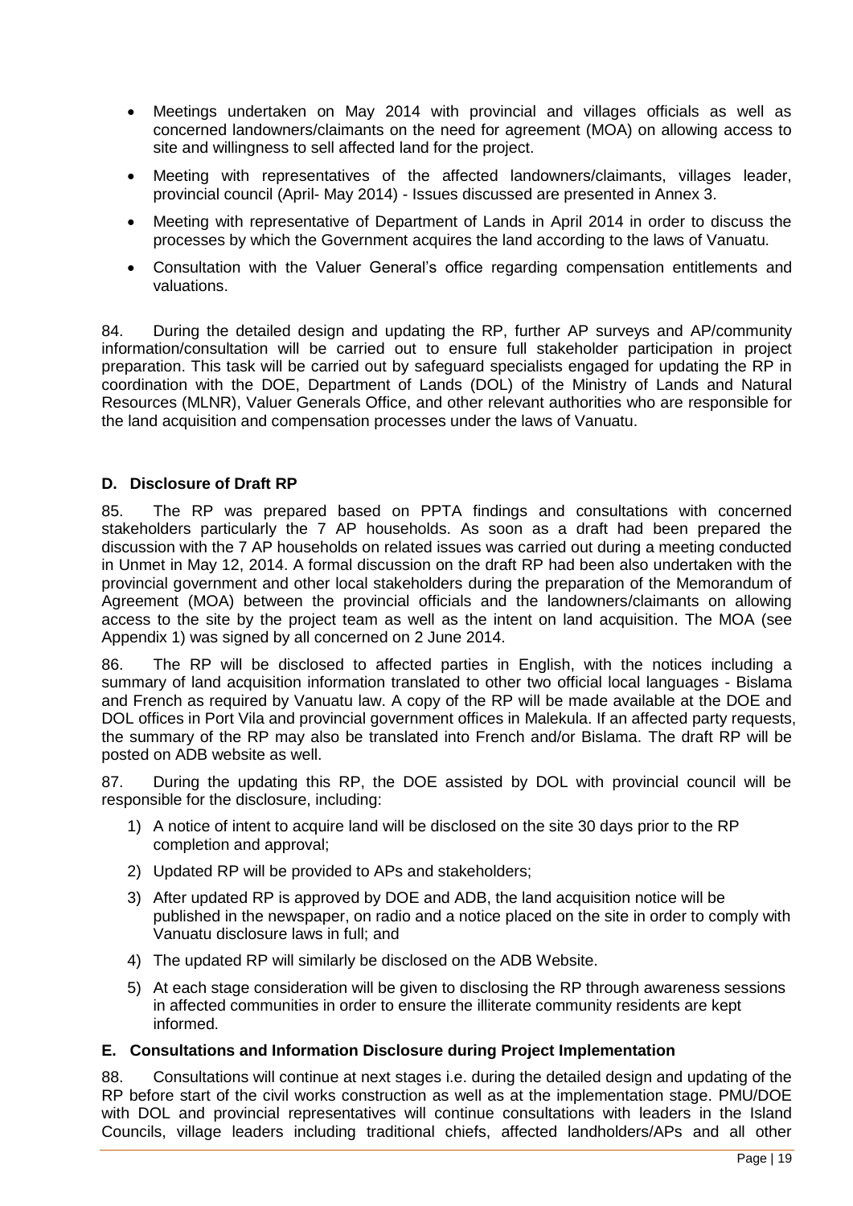- Meetings undertaken on May 2014 with provincial and villages officials as well as concerned landowners/claimants on the need for agreement (MOA) on allowing access to site and willingness to sell affected land for the project.
- Meeting with representatives of the affected landowners/claimants, villages leader, provincial council (April- May 2014) - Issues discussed are presented in Annex 3.
- Meeting with representative of Department of Lands in April 2014 in order to discuss the processes by which the Government acquires the land according to the laws of Vanuatu.
- Consultation with the Valuer General's office regarding compensation entitlements and valuations.

84. During the detailed design and updating the RP, further AP surveys and AP/community information/consultation will be carried out to ensure full stakeholder participation in project preparation. This task will be carried out by safeguard specialists engaged for updating the RP in coordination with the DOE, Department of Lands (DOL) of the Ministry of Lands and Natural Resources (MLNR), Valuer Generals Office, and other relevant authorities who are responsible for the land acquisition and compensation processes under the laws of Vanuatu.

### D. Disclosure of Draft RP

85. The RP was prepared based on PPTA findings and consultations with concerned stakeholders particularly the 7 AP households. As soon as a draft had been prepared the discussion with the 7 AP households on related issues was carried out during a meeting conducted in Unmet in May 12, 2014. A formal discussion on the draft RP had been also undertaken with the provincial government and other local stakeholders during the preparation of the Memorandum of Agreement (MOA) between the provincial officials and the landowners/claimants on allowing access to the site by the project team as well as the intent on land acquisition. The MOA (see Appendix 1) was signed by all concerned on 2 June 2014.

86. The RP will be disclosed to affected parties in English, with the notices including a summary of land acquisition information translated to other two official local languages - Bislama and French as required by Vanuatu law. A copy of the RP will be made available at the DOE and DOL offices in Port Vila and provincial government offices in Malekula. If an affected party requests, the summary of the RP may also be translated into French and/or Bislama. The draft RP will be posted on ADB website as well.

87. During the updating this RP, the DOE assisted by DOL with provincial council will be responsible for the disclosure, including:

1) A notice of intent to acquire land will be disclosed on the site 30 days prior to the RP completion and approval;
2) Updated RP will be provided to APs and stakeholders;
3) After updated RP is approved by DOE and ADB, the land acquisition notice will be published in the newspaper, on radio and a notice placed on the site in order to comply with Vanuatu disclosure laws in full; and
4) The updated RP will similarly be disclosed on the ADB Website.
5) At each stage consideration will be given to disclosing the RP through awareness sessions in affected communities in order to ensure the illiterate community residents are kept informed.

### E. Consultations and Information Disclosure during Project Implementation

88. Consultations will continue at next stages i.e. during the detailed design and updating of the RP before start of the civil works construction as well as at the implementation stage. PMU/DOE with DOL and provincial representatives will continue consultations with leaders in the Island Councils, village leaders including traditional chiefs, affected landholders/APs and all other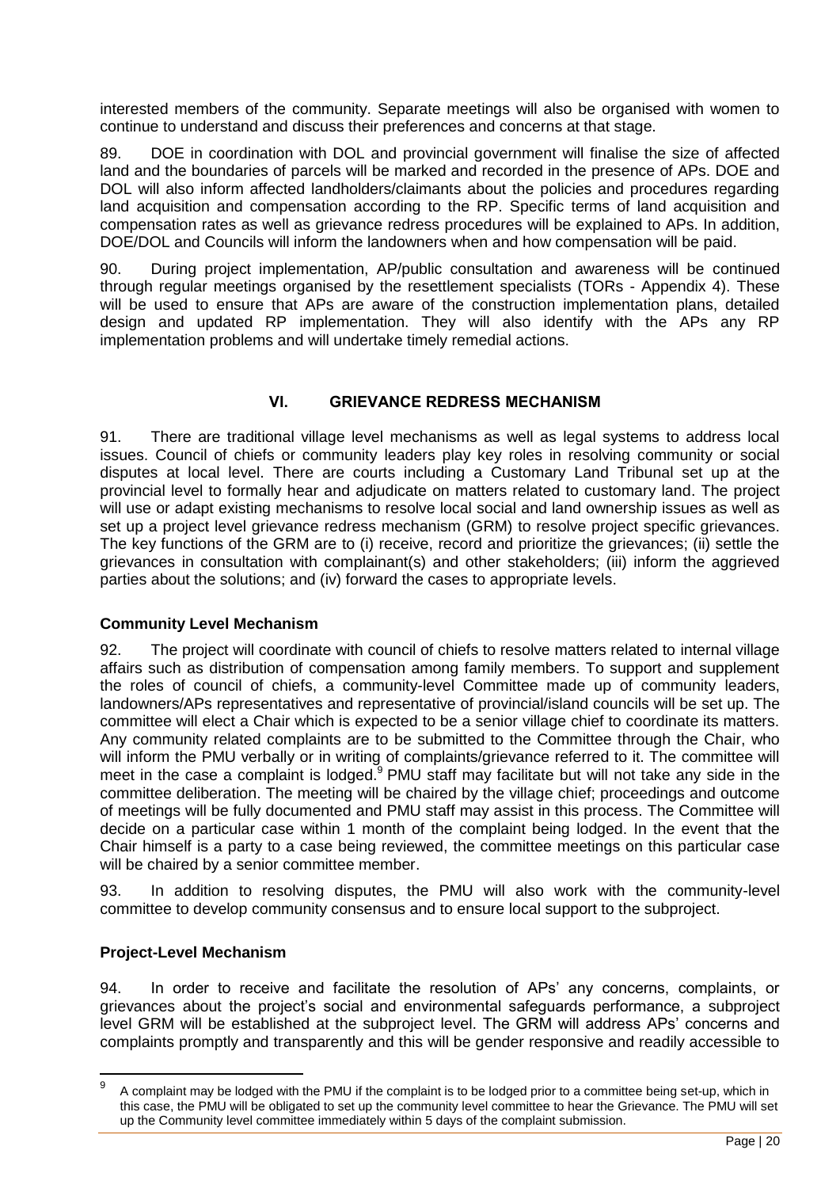interested members of the community. Separate meetings will also be organised with women to continue to understand and discuss their preferences and concerns at that stage.

89. DOE in coordination with DOL and provincial government will finalise the size of affected land and the boundaries of parcels will be marked and recorded in the presence of APs. DOE and DOL will also inform affected landholders/claimants about the policies and procedures regarding land acquisition and compensation according to the RP. Specific terms of land acquisition and compensation rates as well as grievance redress procedures will be explained to APs. In addition, DOE/DOL and Councils will inform the landowners when and how compensation will be paid.

90. During project implementation, AP/public consultation and awareness will be continued through regular meetings organised by the resettlement specialists (TORs - Appendix 4). These will be used to ensure that APs are aware of the construction implementation plans, detailed design and updated RP implementation. They will also identify with the APs any RP implementation problems and will undertake timely remedial actions.

## VI. GRIEVANCE REDRESS MECHANISM

91. There are traditional village level mechanisms as well as legal systems to address local issues. Council of chiefs or community leaders play key roles in resolving community or social disputes at local level. There are courts including a Customary Land Tribunal set up at the provincial level to formally hear and adjudicate on matters related to customary land. The project will use or adapt existing mechanisms to resolve local social and land ownership issues as well as set up a project level grievance redress mechanism (GRM) to resolve project specific grievances. The key functions of the GRM are to (i) receive, record and prioritize the grievances; (ii) settle the grievances in consultation with complainant(s) and other stakeholders; (iii) inform the aggrieved parties about the solutions; and (iv) forward the cases to appropriate levels.

### Community Level Mechanism

92. The project will coordinate with council of chiefs to resolve matters related to internal village affairs such as distribution of compensation among family members. To support and supplement the roles of council of chiefs, a community-level Committee made up of community leaders, landowners/APs representatives and representative of provincial/island councils will be set up. The committee will elect a Chair which is expected to be a senior village chief to coordinate its matters. Any community related complaints are to be submitted to the Committee through the Chair, who will inform the PMU verbally or in writing of complaints/grievance referred to it. The committee will meet in the case a complaint is lodged.[9] PMU staff may facilitate but will not take any side in the committee deliberation. The meeting will be chaired by the village chief; proceedings and outcome of meetings will be fully documented and PMU staff may assist in this process. The Committee will decide on a particular case within 1 month of the complaint being lodged. In the event that the Chair himself is a party to a case being reviewed, the committee meetings on this particular case will be chaired by a senior committee member.

93. In addition to resolving disputes, the PMU will also work with the community-level committee to develop community consensus and to ensure local support to the subproject.

### Project-Level Mechanism

94. In order to receive and facilitate the resolution of APs' any concerns, complaints, or grievances about the project's social and environmental safeguards performance, a subproject level GRM will be established at the subproject level. The GRM will address APs' concerns and complaints promptly and transparently and this will be gender responsive and readily accessible to

[9] A complaint may be lodged with the PMU if the complaint is to be lodged prior to a committee being set-up, which in this case, the PMU will be obligated to set up the community level committee to hear the Grievance. The PMU will set up the Community level committee immediately within 5 days of the complaint submission.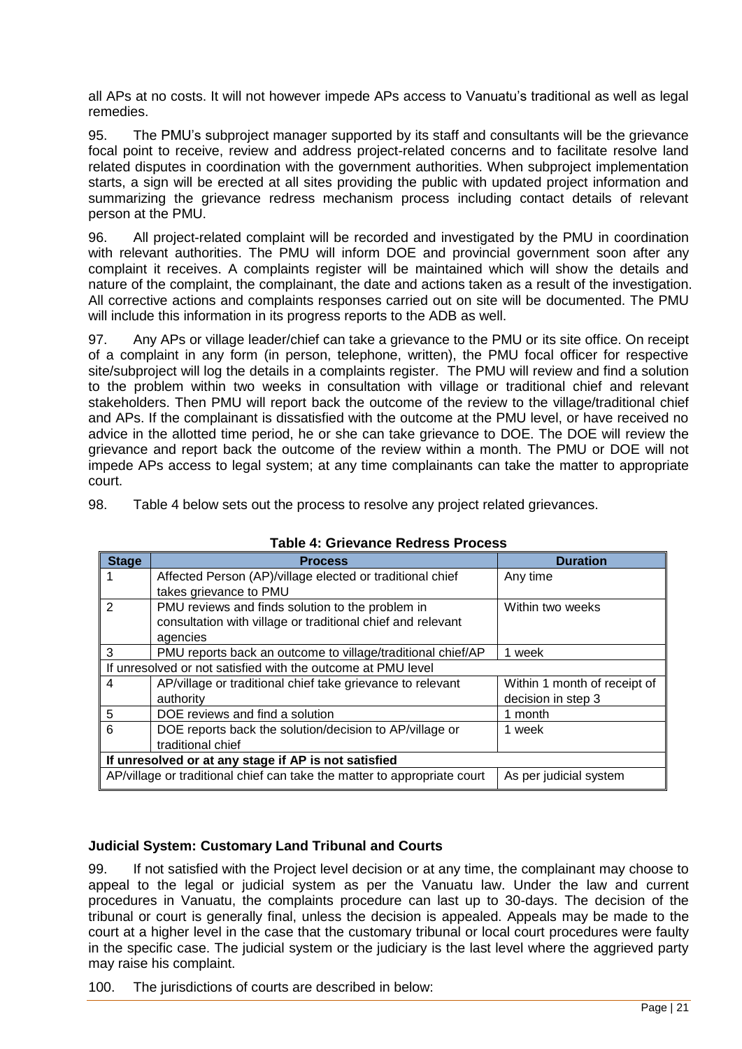all APs at no costs. It will not however impede APs access to Vanuatu's traditional as well as legal remedies.

95. The PMU's subproject manager supported by its staff and consultants will be the grievance focal point to receive, review and address project-related concerns and to facilitate resolve land related disputes in coordination with the government authorities. When subproject implementation starts, a sign will be erected at all sites providing the public with updated project information and summarizing the grievance redress mechanism process including contact details of relevant person at the PMU.

96. All project-related complaint will be recorded and investigated by the PMU in coordination with relevant authorities. The PMU will inform DOE and provincial government soon after any complaint it receives. A complaints register will be maintained which will show the details and nature of the complaint, the complainant, the date and actions taken as a result of the investigation. All corrective actions and complaints responses carried out on site will be documented. The PMU will include this information in its progress reports to the ADB as well.

97. Any APs or village leader/chief can take a grievance to the PMU or its site office. On receipt of a complaint in any form (in person, telephone, written), the PMU focal officer for respective site/subproject will log the details in a complaints register. The PMU will review and find a solution to the problem within two weeks in consultation with village or traditional chief and relevant stakeholders. Then PMU will report back the outcome of the review to the village/traditional chief and APs. If the complainant is dissatisfied with the outcome at the PMU level, or have received no advice in the allotted time period, he or she can take grievance to DOE. The DOE will review the grievance and report back the outcome of the review within a month. The PMU or DOE will not impede APs access to legal system; at any time complainants can take the matter to appropriate court.

98. Table 4 below sets out the process to resolve any project related grievances.

**Table 4: Grievance Redress Process**

| Stage | Process | Duration |
|---|---|---|
| 1 | Affected Person (AP)/village elected or traditional chief takes grievance to PMU | Any time |
| 2 | PMU reviews and finds solution to the problem in consultation with village or traditional chief and relevant agencies | Within two weeks |
| 3 | PMU reports back an outcome to village/traditional chief/AP | 1 week |
| If unresolved or not satisfied with the outcome at PMU level | | |
| 4 | AP/village or traditional chief take grievance to relevant authority | Within 1 month of receipt of decision in step 3 |
| 5 | DOE reviews and find a solution | 1 month |
| 6 | DOE reports back the solution/decision to AP/village or traditional chief | 1 week |
| **If unresolved or at any stage if AP is not satisfied** | | |
| AP/village or traditional chief can take the matter to appropriate court | | As per judicial system |

**Judicial System: Customary Land Tribunal and Courts**

99. If not satisfied with the Project level decision or at any time, the complainant may choose to appeal to the legal or judicial system as per the Vanuatu law. Under the law and current procedures in Vanuatu, the complaints procedure can last up to 30-days. The decision of the tribunal or court is generally final, unless the decision is appealed. Appeals may be made to the court at a higher level in the case that the customary tribunal or local court procedures were faulty in the specific case. The judicial system or the judiciary is the last level where the aggrieved party may raise his complaint.

100. The jurisdictions of courts are described in below: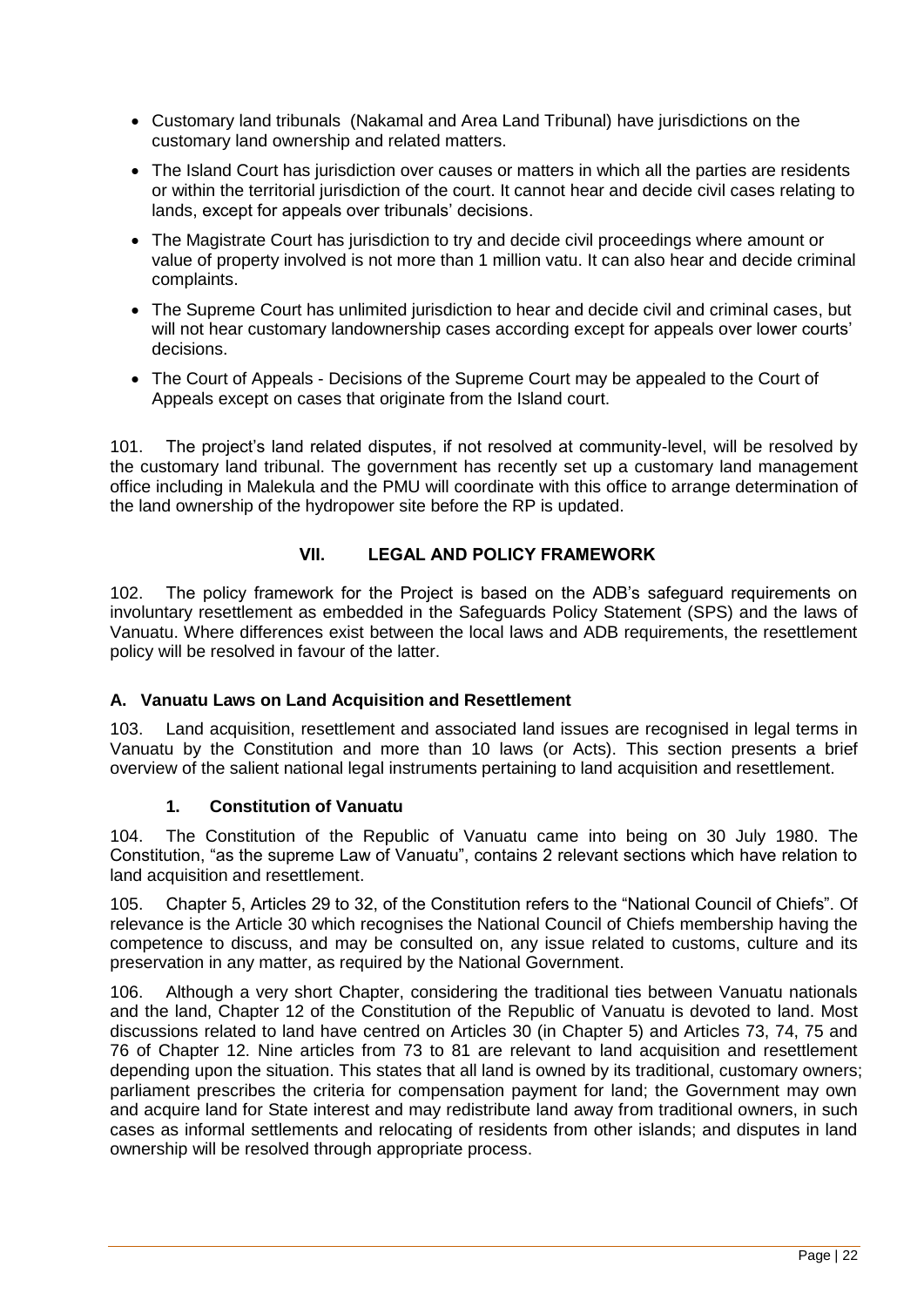- Customary land tribunals (Nakamal and Area Land Tribunal) have jurisdictions on the customary land ownership and related matters.
- The Island Court has jurisdiction over causes or matters in which all the parties are residents or within the territorial jurisdiction of the court. It cannot hear and decide civil cases relating to lands, except for appeals over tribunals' decisions.
- The Magistrate Court has jurisdiction to try and decide civil proceedings where amount or value of property involved is not more than 1 million vatu. It can also hear and decide criminal complaints.
- The Supreme Court has unlimited jurisdiction to hear and decide civil and criminal cases, but will not hear customary landownership cases according except for appeals over lower courts' decisions.
- The Court of Appeals - Decisions of the Supreme Court may be appealed to the Court of Appeals except on cases that originate from the Island court.

101. The project's land related disputes, if not resolved at community-level, will be resolved by the customary land tribunal. The government has recently set up a customary land management office including in Malekula and the PMU will coordinate with this office to arrange determination of the land ownership of the hydropower site before the RP is updated.

## VII. LEGAL AND POLICY FRAMEWORK

102. The policy framework for the Project is based on the ADB's safeguard requirements on involuntary resettlement as embedded in the Safeguards Policy Statement (SPS) and the laws of Vanuatu. Where differences exist between the local laws and ADB requirements, the resettlement policy will be resolved in favour of the latter.

### A. Vanuatu Laws on Land Acquisition and Resettlement

103. Land acquisition, resettlement and associated land issues are recognised in legal terms in Vanuatu by the Constitution and more than 10 laws (or Acts). This section presents a brief overview of the salient national legal instruments pertaining to land acquisition and resettlement.

#### 1. Constitution of Vanuatu

104. The Constitution of the Republic of Vanuatu came into being on 30 July 1980. The Constitution, "as the supreme Law of Vanuatu", contains 2 relevant sections which have relation to land acquisition and resettlement.

105. Chapter 5, Articles 29 to 32, of the Constitution refers to the "National Council of Chiefs". Of relevance is the Article 30 which recognises the National Council of Chiefs membership having the competence to discuss, and may be consulted on, any issue related to customs, culture and its preservation in any matter, as required by the National Government.

106. Although a very short Chapter, considering the traditional ties between Vanuatu nationals and the land, Chapter 12 of the Constitution of the Republic of Vanuatu is devoted to land. Most discussions related to land have centred on Articles 30 (in Chapter 5) and Articles 73, 74, 75 and 76 of Chapter 12. Nine articles from 73 to 81 are relevant to land acquisition and resettlement depending upon the situation. This states that all land is owned by its traditional, customary owners; parliament prescribes the criteria for compensation payment for land; the Government may own and acquire land for State interest and may redistribute land away from traditional owners, in such cases as informal settlements and relocating of residents from other islands; and disputes in land ownership will be resolved through appropriate process.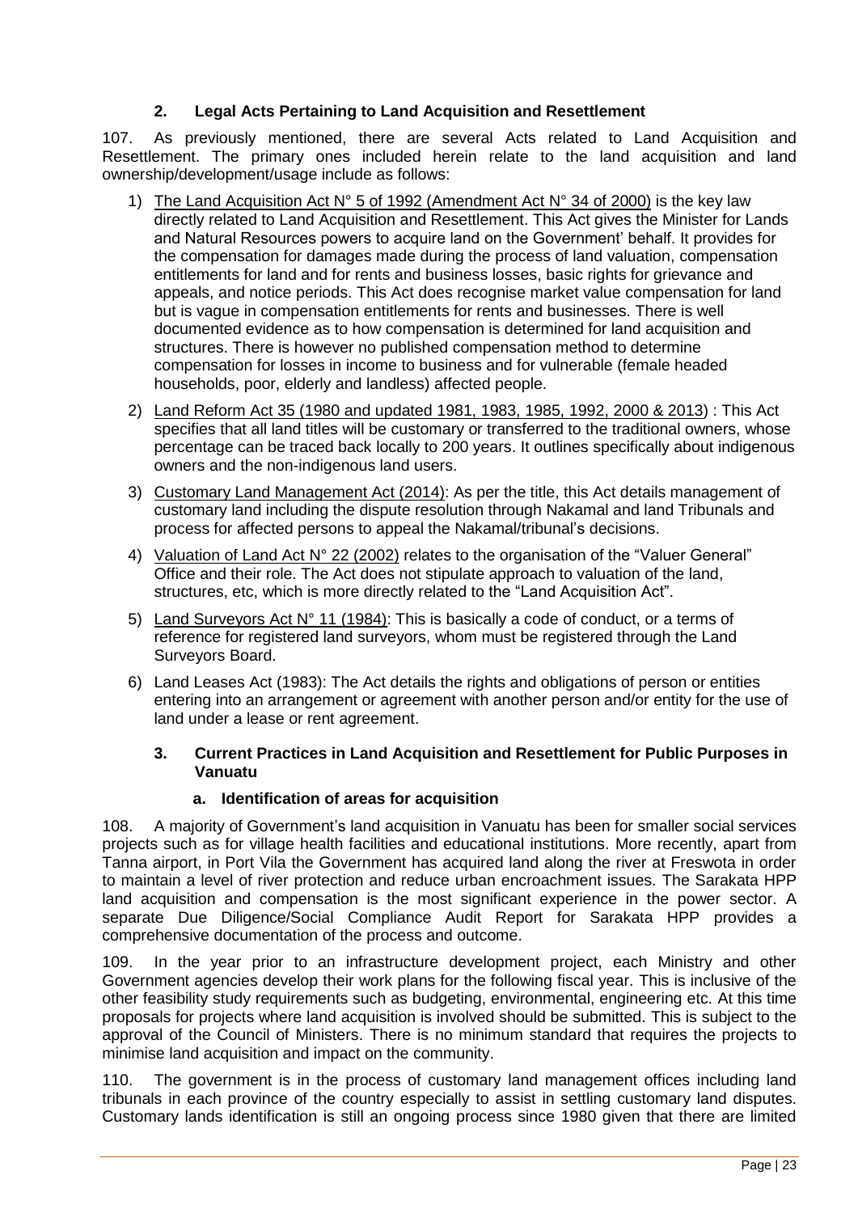### 2. Legal Acts Pertaining to Land Acquisition and Resettlement

107. As previously mentioned, there are several Acts related to Land Acquisition and Resettlement. The primary ones included herein relate to the land acquisition and land ownership/development/usage include as follows:

1) The Land Acquisition Act N° 5 of 1992 (Amendment Act N° 34 of 2000) is the key law directly related to Land Acquisition and Resettlement. This Act gives the Minister for Lands and Natural Resources powers to acquire land on the Government' behalf. It provides for the compensation for damages made during the process of land valuation, compensation entitlements for land and for rents and business losses, basic rights for grievance and appeals, and notice periods. This Act does recognise market value compensation for land but is vague in compensation entitlements for rents and businesses. There is well documented evidence as to how compensation is determined for land acquisition and structures. There is however no published compensation method to determine compensation for losses in income to business and for vulnerable (female headed households, poor, elderly and landless) affected people.
2) Land Reform Act 35 (1980 and updated 1981, 1983, 1985, 1992, 2000 & 2013) : This Act specifies that all land titles will be customary or transferred to the traditional owners, whose percentage can be traced back locally to 200 years. It outlines specifically about indigenous owners and the non-indigenous land users.
3) Customary Land Management Act (2014): As per the title, this Act details management of customary land including the dispute resolution through Nakamal and land Tribunals and process for affected persons to appeal the Nakamal/tribunal's decisions.
4) Valuation of Land Act N° 22 (2002) relates to the organisation of the "Valuer General" Office and their role. The Act does not stipulate approach to valuation of the land, structures, etc, which is more directly related to the "Land Acquisition Act".
5) Land Surveyors Act N° 11 (1984): This is basically a code of conduct, or a terms of reference for registered land surveyors, whom must be registered through the Land Surveyors Board.
6) Land Leases Act (1983): The Act details the rights and obligations of person or entities entering into an arrangement or agreement with another person and/or entity for the use of land under a lease or rent agreement.

### 3. Current Practices in Land Acquisition and Resettlement for Public Purposes in Vanuatu

#### a. Identification of areas for acquisition

108. A majority of Government's land acquisition in Vanuatu has been for smaller social services projects such as for village health facilities and educational institutions. More recently, apart from Tanna airport, in Port Vila the Government has acquired land along the river at Freswota in order to maintain a level of river protection and reduce urban encroachment issues. The Sarakata HPP land acquisition and compensation is the most significant experience in the power sector. A separate Due Diligence/Social Compliance Audit Report for Sarakata HPP provides a comprehensive documentation of the process and outcome.

109. In the year prior to an infrastructure development project, each Ministry and other Government agencies develop their work plans for the following fiscal year. This is inclusive of the other feasibility study requirements such as budgeting, environmental, engineering etc. At this time proposals for projects where land acquisition is involved should be submitted. This is subject to the approval of the Council of Ministers. There is no minimum standard that requires the projects to minimise land acquisition and impact on the community.

110. The government is in the process of customary land management offices including land tribunals in each province of the country especially to assist in settling customary land disputes. Customary lands identification is still an ongoing process since 1980 given that there are limited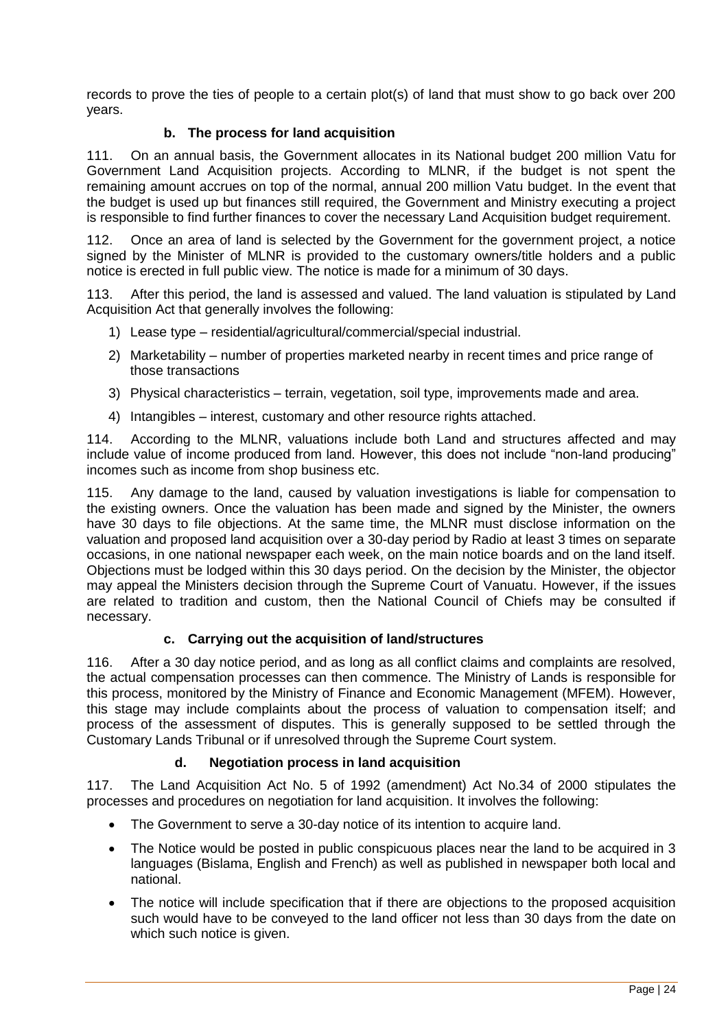records to prove the ties of people to a certain plot(s) of land that must show to go back over 200 years.

### b. The process for land acquisition

111. On an annual basis, the Government allocates in its National budget 200 million Vatu for Government Land Acquisition projects. According to MLNR, if the budget is not spent the remaining amount accrues on top of the normal, annual 200 million Vatu budget. In the event that the budget is used up but finances still required, the Government and Ministry executing a project is responsible to find further finances to cover the necessary Land Acquisition budget requirement.

112. Once an area of land is selected by the Government for the government project, a notice signed by the Minister of MLNR is provided to the customary owners/title holders and a public notice is erected in full public view. The notice is made for a minimum of 30 days.

113. After this period, the land is assessed and valued. The land valuation is stipulated by Land Acquisition Act that generally involves the following:

1) Lease type – residential/agricultural/commercial/special industrial.
2) Marketability – number of properties marketed nearby in recent times and price range of those transactions
3) Physical characteristics – terrain, vegetation, soil type, improvements made and area.
4) Intangibles – interest, customary and other resource rights attached.

114. According to the MLNR, valuations include both Land and structures affected and may include value of income produced from land. However, this does not include "non-land producing" incomes such as income from shop business etc.

115. Any damage to the land, caused by valuation investigations is liable for compensation to the existing owners. Once the valuation has been made and signed by the Minister, the owners have 30 days to file objections. At the same time, the MLNR must disclose information on the valuation and proposed land acquisition over a 30-day period by Radio at least 3 times on separate occasions, in one national newspaper each week, on the main notice boards and on the land itself. Objections must be lodged within this 30 days period. On the decision by the Minister, the objector may appeal the Ministers decision through the Supreme Court of Vanuatu. However, if the issues are related to tradition and custom, then the National Council of Chiefs may be consulted if necessary.

### c. Carrying out the acquisition of land/structures

116. After a 30 day notice period, and as long as all conflict claims and complaints are resolved, the actual compensation processes can then commence. The Ministry of Lands is responsible for this process, monitored by the Ministry of Finance and Economic Management (MFEM). However, this stage may include complaints about the process of valuation to compensation itself; and process of the assessment of disputes. This is generally supposed to be settled through the Customary Lands Tribunal or if unresolved through the Supreme Court system.

### d. Negotiation process in land acquisition

117. The Land Acquisition Act No. 5 of 1992 (amendment) Act No.34 of 2000 stipulates the processes and procedures on negotiation for land acquisition. It involves the following:

- The Government to serve a 30-day notice of its intention to acquire land.
- The Notice would be posted in public conspicuous places near the land to be acquired in 3 languages (Bislama, English and French) as well as published in newspaper both local and national.
- The notice will include specification that if there are objections to the proposed acquisition such would have to be conveyed to the land officer not less than 30 days from the date on which such notice is given.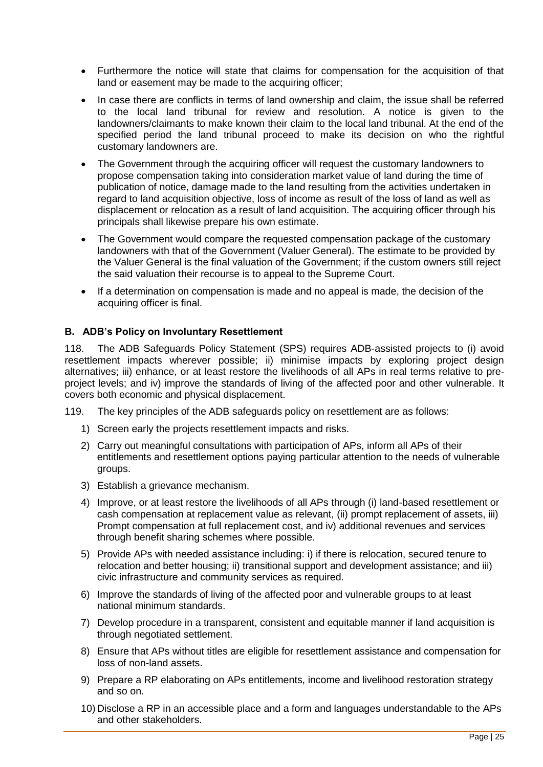- Furthermore the notice will state that claims for compensation for the acquisition of that land or easement may be made to the acquiring officer;
- In case there are conflicts in terms of land ownership and claim, the issue shall be referred to the local land tribunal for review and resolution. A notice is given to the landowners/claimants to make known their claim to the local land tribunal. At the end of the specified period the land tribunal proceed to make its decision on who the rightful customary landowners are.
- The Government through the acquiring officer will request the customary landowners to propose compensation taking into consideration market value of land during the time of publication of notice, damage made to the land resulting from the activities undertaken in regard to land acquisition objective, loss of income as result of the loss of land as well as displacement or relocation as a result of land acquisition. The acquiring officer through his principals shall likewise prepare his own estimate.
- The Government would compare the requested compensation package of the customary landowners with that of the Government (Valuer General). The estimate to be provided by the Valuer General is the final valuation of the Government; if the custom owners still reject the said valuation their recourse is to appeal to the Supreme Court.
- If a determination on compensation is made and no appeal is made, the decision of the acquiring officer is final.

### B. ADB's Policy on Involuntary Resettlement

118. The ADB Safeguards Policy Statement (SPS) requires ADB-assisted projects to (i) avoid resettlement impacts wherever possible; ii) minimise impacts by exploring project design alternatives; iii) enhance, or at least restore the livelihoods of all APs in real terms relative to pre-project levels; and iv) improve the standards of living of the affected poor and other vulnerable. It covers both economic and physical displacement.

119. The key principles of the ADB safeguards policy on resettlement are as follows:

1) Screen early the projects resettlement impacts and risks.
2) Carry out meaningful consultations with participation of APs, inform all APs of their entitlements and resettlement options paying particular attention to the needs of vulnerable groups.
3) Establish a grievance mechanism.
4) Improve, or at least restore the livelihoods of all APs through (i) land-based resettlement or cash compensation at replacement value as relevant, (ii) prompt replacement of assets, iii) Prompt compensation at full replacement cost, and iv) additional revenues and services through benefit sharing schemes where possible.
5) Provide APs with needed assistance including: i) if there is relocation, secured tenure to relocation and better housing; ii) transitional support and development assistance; and iii) civic infrastructure and community services as required.
6) Improve the standards of living of the affected poor and vulnerable groups to at least national minimum standards.
7) Develop procedure in a transparent, consistent and equitable manner if land acquisition is through negotiated settlement.
8) Ensure that APs without titles are eligible for resettlement assistance and compensation for loss of non-land assets.
9) Prepare a RP elaborating on APs entitlements, income and livelihood restoration strategy and so on.
10) Disclose a RP in an accessible place and a form and languages understandable to the APs and other stakeholders.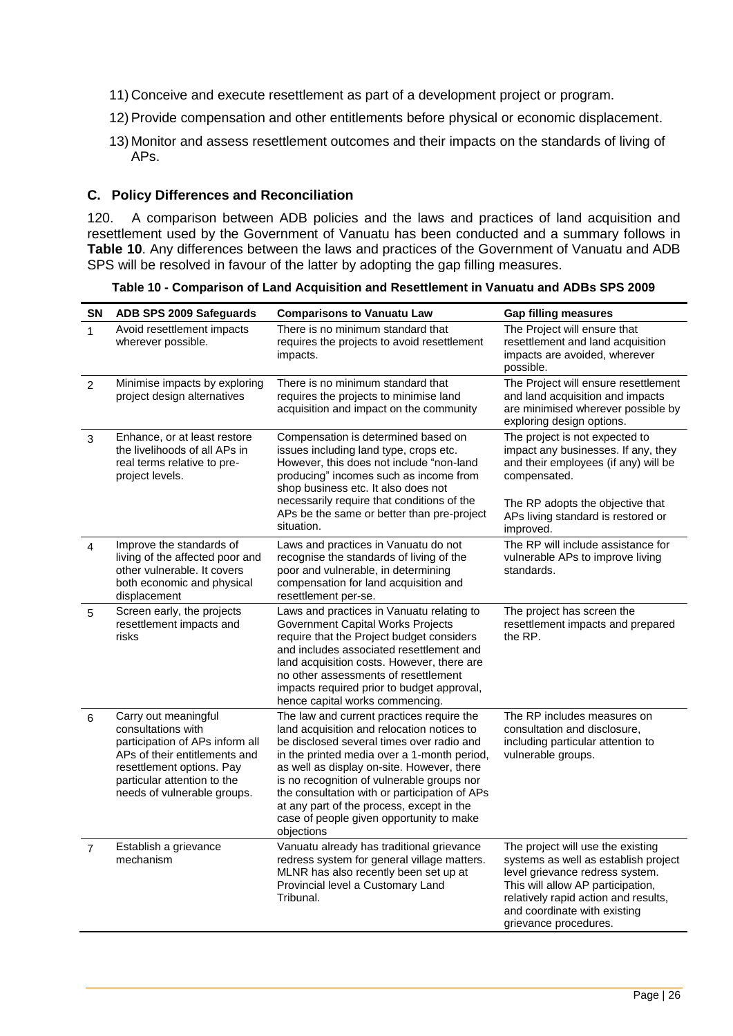11) Conceive and execute resettlement as part of a development project or program.

12) Provide compensation and other entitlements before physical or economic displacement.

13) Monitor and assess resettlement outcomes and their impacts on the standards of living of APs.

### C. Policy Differences and Reconciliation

120. A comparison between ADB policies and the laws and practices of land acquisition and resettlement used by the Government of Vanuatu has been conducted and a summary follows in **Table 10**. Any differences between the laws and practices of the Government of Vanuatu and ADB SPS will be resolved in favour of the latter by adopting the gap filling measures.

**Table 10 - Comparison of Land Acquisition and Resettlement in Vanuatu and ADBs SPS 2009**

| SN | ADB SPS 2009 Safeguards | Comparisons to Vanuatu Law | Gap filling measures |
|---|---|---|---|
| 1 | Avoid resettlement impacts wherever possible. | There is no minimum standard that requires the projects to avoid resettlement impacts. | The Project will ensure that resettlement and land acquisition impacts are avoided, wherever possible. |
| 2 | Minimise impacts by exploring project design alternatives | There is no minimum standard that requires the projects to minimise land acquisition and impact on the community | The Project will ensure resettlement and land acquisition and impacts are minimised wherever possible by exploring design options. |
| 3 | Enhance, or at least restore the livelihoods of all APs in real terms relative to pre-project levels. | Compensation is determined based on issues including land type, crops etc. However, this does not include "non-land producing" incomes such as income from shop business etc. It also does not necessarily require that conditions of the APs be the same or better than pre-project situation. | The project is not expected to impact any businesses. If any, they and their employees (if any) will be compensated.<br><br>The RP adopts the objective that APs living standard is restored or improved. |
| 4 | Improve the standards of living of the affected poor and other vulnerable. It covers both economic and physical displacement | Laws and practices in Vanuatu do not recognise the standards of living of the poor and vulnerable, in determining compensation for land acquisition and resettlement per-se. | The RP will include assistance for vulnerable APs to improve living standards. |
| 5 | Screen early, the projects resettlement impacts and risks | Laws and practices in Vanuatu relating to Government Capital Works Projects require that the Project budget considers and includes associated resettlement and land acquisition costs. However, there are no other assessments of resettlement impacts required prior to budget approval, hence capital works commencing. | The project has screen the resettlement impacts and prepared the RP. |
| 6 | Carry out meaningful consultations with participation of APs inform all APs of their entitlements and resettlement options. Pay particular attention to the needs of vulnerable groups. | The law and current practices require the land acquisition and relocation notices to be disclosed several times over radio and in the printed media over a 1-month period, as well as display on-site. However, there is no recognition of vulnerable groups nor the consultation with or participation of APs at any part of the process, except in the case of people given opportunity to make objections | The RP includes measures on consultation and disclosure, including particular attention to vulnerable groups. |
| 7 | Establish a grievance mechanism | Vanuatu already has traditional grievance redress system for general village matters. MLNR has also recently been set up at Provincial level a Customary Land Tribunal. | The project will use the existing systems as well as establish project level grievance redress system. This will allow AP participation, relatively rapid action and results, and coordinate with existing grievance procedures. |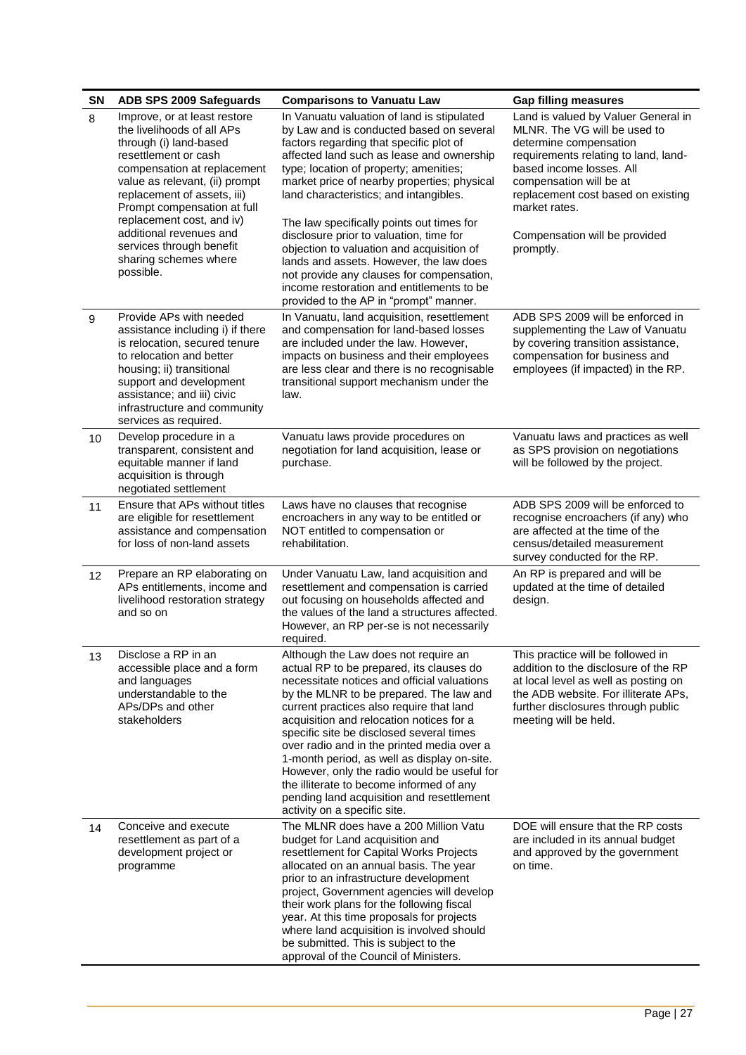| SN | ADB SPS 2009 Safeguards | Comparisons to Vanuatu Law | Gap filling measures |
|---|---|---|---|
| 8 | Improve, or at least restore the livelihoods of all APs through (i) land-based resettlement or cash compensation at replacement value as relevant, (ii) prompt replacement of assets, iii) Prompt compensation at full replacement cost, and iv) additional revenues and services through benefit sharing schemes where possible. | In Vanuatu valuation of land is stipulated by Law and is conducted based on several factors regarding that specific plot of affected land such as lease and ownership type; location of property; amenities; market price of nearby properties; physical land characteristics; and intangibles.<br><br>The law specifically points out times for disclosure prior to valuation, time for objection to valuation and acquisition of lands and assets. However, the law does not provide any clauses for compensation, income restoration and entitlements to be provided to the AP in "prompt" manner. | Land is valued by Valuer General in MLNR. The VG will be used to determine compensation requirements relating to land, land-based income losses. All compensation will be at replacement cost based on existing market rates.<br><br>Compensation will be provided promptly. |
| 9 | Provide APs with needed assistance including i) if there is relocation, secured tenure to relocation and better housing; ii) transitional support and development assistance; and iii) civic infrastructure and community services as required. | In Vanuatu, land acquisition, resettlement and compensation for land-based losses are included under the law. However, impacts on business and their employees are less clear and there is no recognisable transitional support mechanism under the law. | ADB SPS 2009 will be enforced in supplementing the Law of Vanuatu by covering transition assistance, compensation for business and employees (if impacted) in the RP. |
| 10 | Develop procedure in a transparent, consistent and equitable manner if land acquisition is through negotiated settlement | Vanuatu laws provide procedures on negotiation for land acquisition, lease or purchase. | Vanuatu laws and practices as well as SPS provision on negotiations will be followed by the project. |
| 11 | Ensure that APs without titles are eligible for resettlement assistance and compensation for loss of non-land assets | Laws have no clauses that recognise encroachers in any way to be entitled or NOT entitled to compensation or rehabilitation. | ADB SPS 2009 will be enforced to recognise encroachers (if any) who are affected at the time of the census/detailed measurement survey conducted for the RP. |
| 12 | Prepare an RP elaborating on APs entitlements, income and livelihood restoration strategy and so on | Under Vanuatu Law, land acquisition and resettlement and compensation is carried out focusing on households affected and the values of the land a structures affected. However, an RP per-se is not necessarily required. | An RP is prepared and will be updated at the time of detailed design. |
| 13 | Disclose a RP in an accessible place and a form and languages understandable to the APs/DPs and other stakeholders | Although the Law does not require an actual RP to be prepared, its clauses do necessitate notices and official valuations by the MLNR to be prepared. The law and current practices also require that land acquisition and relocation notices for a specific site be disclosed several times over radio and in the printed media over a 1-month period, as well as display on-site. However, only the radio would be useful for the illiterate to become informed of any pending land acquisition and resettlement activity on a specific site. | This practice will be followed in addition to the disclosure of the RP at local level as well as posting on the ADB website. For illiterate APs, further disclosures through public meeting will be held. |
| 14 | Conceive and execute resettlement as part of a development project or programme | The MLNR does have a 200 Million Vatu budget for Land acquisition and resettlement for Capital Works Projects allocated on an annual basis. The year prior to an infrastructure development project, Government agencies will develop their work plans for the following fiscal year. At this time proposals for projects where land acquisition is involved should be submitted. This is subject to the approval of the Council of Ministers. | DOE will ensure that the RP costs are included in its annual budget and approved by the government on time. |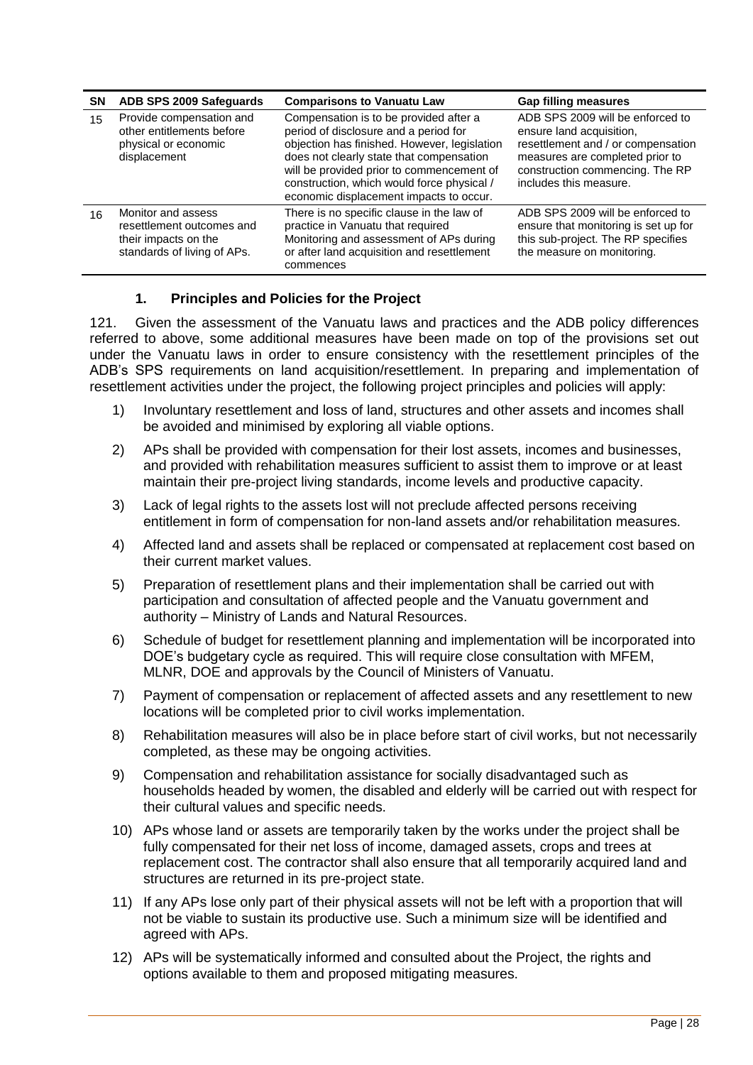| SN | ADB SPS 2009 Safeguards | Comparisons to Vanuatu Law | Gap filling measures |
|---|---|---|---|
| 15 | Provide compensation and other entitlements before physical or economic displacement | Compensation is to be provided after a period of disclosure and a period for objection has finished. However, legislation does not clearly state that compensation will be provided prior to commencement of construction, which would force physical / economic displacement impacts to occur. | ADB SPS 2009 will be enforced to ensure land acquisition, resettlement and / or compensation measures are completed prior to construction commencing. The RP includes this measure. |
| 16 | Monitor and assess resettlement outcomes and their impacts on the standards of living of APs. | There is no specific clause in the law of practice in Vanuatu that required Monitoring and assessment of APs during or after land acquisition and resettlement commences | ADB SPS 2009 will be enforced to ensure that monitoring is set up for this sub-project. The RP specifies the measure on monitoring. |

### 1. Principles and Policies for the Project

121. Given the assessment of the Vanuatu laws and practices and the ADB policy differences referred to above, some additional measures have been made on top of the provisions set out under the Vanuatu laws in order to ensure consistency with the resettlement principles of the ADB's SPS requirements on land acquisition/resettlement. In preparing and implementation of resettlement activities under the project, the following project principles and policies will apply:

1) Involuntary resettlement and loss of land, structures and other assets and incomes shall be avoided and minimised by exploring all viable options.
2) APs shall be provided with compensation for their lost assets, incomes and businesses, and provided with rehabilitation measures sufficient to assist them to improve or at least maintain their pre-project living standards, income levels and productive capacity.
3) Lack of legal rights to the assets lost will not preclude affected persons receiving entitlement in form of compensation for non-land assets and/or rehabilitation measures.
4) Affected land and assets shall be replaced or compensated at replacement cost based on their current market values.
5) Preparation of resettlement plans and their implementation shall be carried out with participation and consultation of affected people and the Vanuatu government and authority – Ministry of Lands and Natural Resources.
6) Schedule of budget for resettlement planning and implementation will be incorporated into DOE's budgetary cycle as required. This will require close consultation with MFEM, MLNR, DOE and approvals by the Council of Ministers of Vanuatu.
7) Payment of compensation or replacement of affected assets and any resettlement to new locations will be completed prior to civil works implementation.
8) Rehabilitation measures will also be in place before start of civil works, but not necessarily completed, as these may be ongoing activities.
9) Compensation and rehabilitation assistance for socially disadvantaged such as households headed by women, the disabled and elderly will be carried out with respect for their cultural values and specific needs.
10) APs whose land or assets are temporarily taken by the works under the project shall be fully compensated for their net loss of income, damaged assets, crops and trees at replacement cost. The contractor shall also ensure that all temporarily acquired land and structures are returned in its pre-project state.
11) If any APs lose only part of their physical assets will not be left with a proportion that will not be viable to sustain its productive use. Such a minimum size will be identified and agreed with APs.
12) APs will be systematically informed and consulted about the Project, the rights and options available to them and proposed mitigating measures.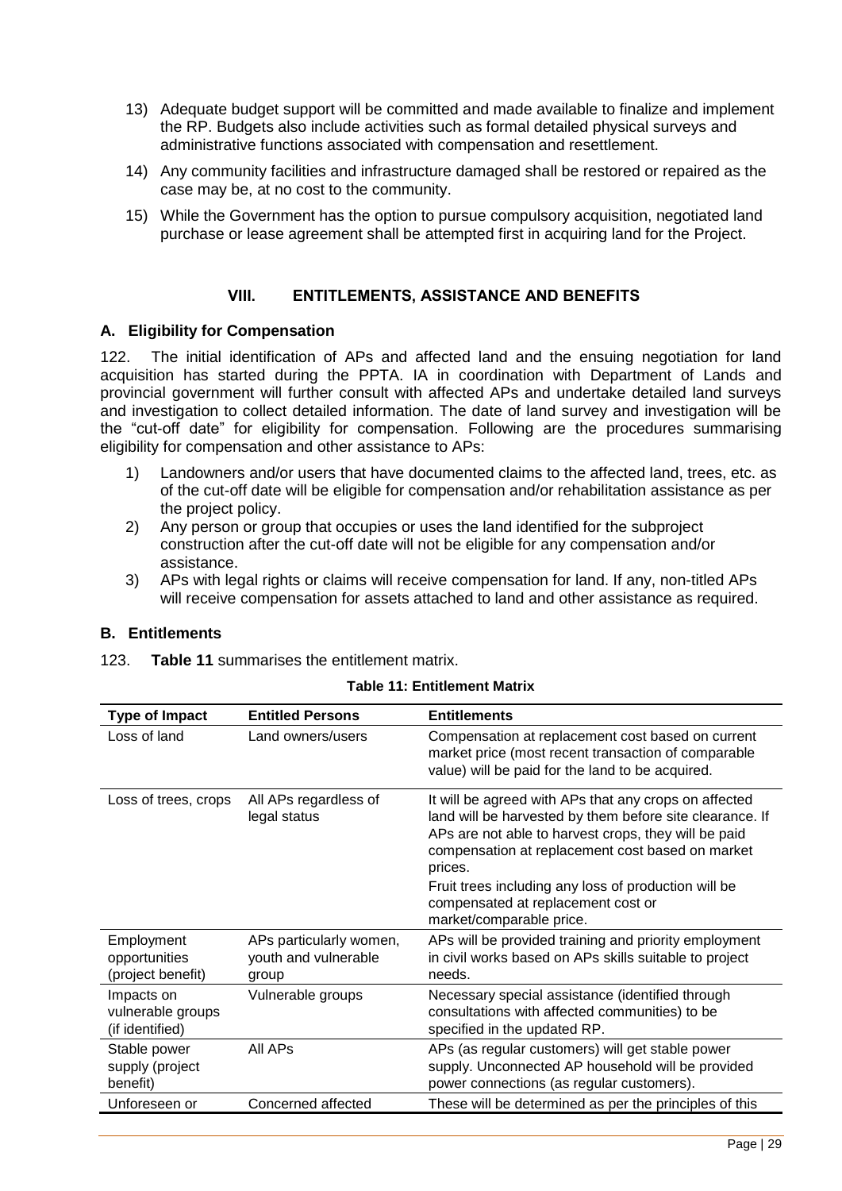13) Adequate budget support will be committed and made available to finalize and implement the RP. Budgets also include activities such as formal detailed physical surveys and administrative functions associated with compensation and resettlement.

14) Any community facilities and infrastructure damaged shall be restored or repaired as the case may be, at no cost to the community.

15) While the Government has the option to pursue compulsory acquisition, negotiated land purchase or lease agreement shall be attempted first in acquiring land for the Project.

## VIII. ENTITLEMENTS, ASSISTANCE AND BENEFITS

### A. Eligibility for Compensation

122. The initial identification of APs and affected land and the ensuing negotiation for land acquisition has started during the PPTA. IA in coordination with Department of Lands and provincial government will further consult with affected APs and undertake detailed land surveys and investigation to collect detailed information. The date of land survey and investigation will be the "cut-off date" for eligibility for compensation. Following are the procedures summarising eligibility for compensation and other assistance to APs:

1) Landowners and/or users that have documented claims to the affected land, trees, etc. as of the cut-off date will be eligible for compensation and/or rehabilitation assistance as per the project policy.
2) Any person or group that occupies or uses the land identified for the subproject construction after the cut-off date will not be eligible for any compensation and/or assistance.
3) APs with legal rights or claims will receive compensation for land. If any, non-titled APs will receive compensation for assets attached to land and other assistance as required.

### B. Entitlements

123. **Table 11** summarises the entitlement matrix.

**Table 11: Entitlement Matrix**

| Type of Impact | Entitled Persons | Entitlements |
|---|---|---|
| Loss of land | Land owners/users | Compensation at replacement cost based on current market price (most recent transaction of comparable value) will be paid for the land to be acquired. |
| Loss of trees, crops | All APs regardless of legal status | It will be agreed with APs that any crops on affected land will be harvested by them before site clearance. If APs are not able to harvest crops, they will be paid compensation at replacement cost based on market prices.<br>Fruit trees including any loss of production will be compensated at replacement cost or market/comparable price. |
| Employment opportunities (project benefit) | APs particularly women, youth and vulnerable group | APs will be provided training and priority employment in civil works based on APs skills suitable to project needs. |
| Impacts on vulnerable groups (if identified) | Vulnerable groups | Necessary special assistance (identified through consultations with affected communities) to be specified in the updated RP. |
| Stable power supply (project benefit) | All APs | APs (as regular customers) will get stable power supply. Unconnected AP household will be provided power connections (as regular customers). |
| Unforeseen or | Concerned affected | These will be determined as per the principles of this |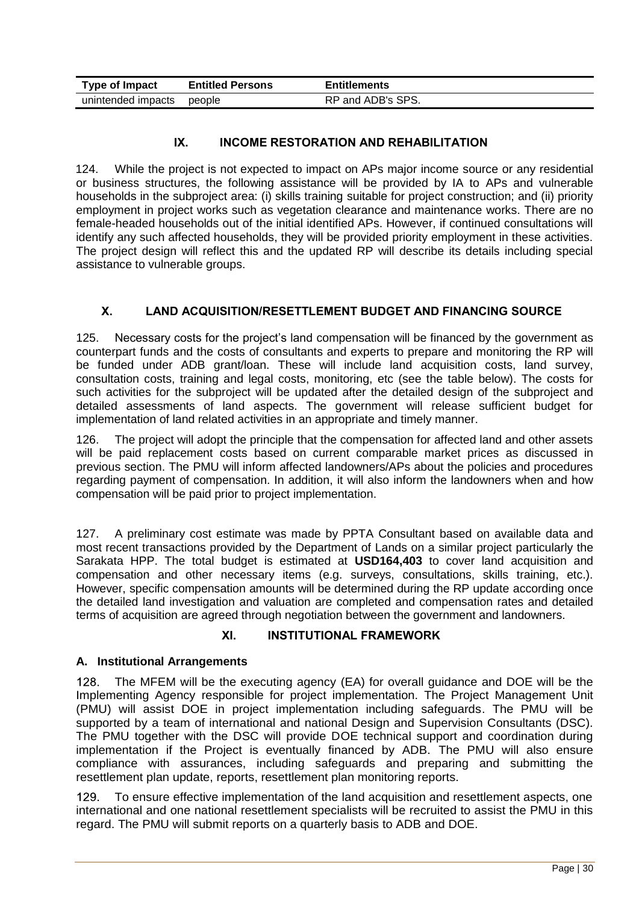| Type of Impact | Entitled Persons | Entitlements |
|---|---|---|
| unintended impacts | people | RP and ADB's SPS. |

## IX. INCOME RESTORATION AND REHABILITATION

124. While the project is not expected to impact on APs major income source or any residential or business structures, the following assistance will be provided by IA to APs and vulnerable households in the subproject area: (i) skills training suitable for project construction; and (ii) priority employment in project works such as vegetation clearance and maintenance works. There are no female-headed households out of the initial identified APs. However, if continued consultations will identify any such affected households, they will be provided priority employment in these activities. The project design will reflect this and the updated RP will describe its details including special assistance to vulnerable groups.

## X. LAND ACQUISITION/RESETTLEMENT BUDGET AND FINANCING SOURCE

125. Necessary costs for the project's land compensation will be financed by the government as counterpart funds and the costs of consultants and experts to prepare and monitoring the RP will be funded under ADB grant/loan. These will include land acquisition costs, land survey, consultation costs, training and legal costs, monitoring, etc (see the table below). The costs for such activities for the subproject will be updated after the detailed design of the subproject and detailed assessments of land aspects. The government will release sufficient budget for implementation of land related activities in an appropriate and timely manner.

126. The project will adopt the principle that the compensation for affected land and other assets will be paid replacement costs based on current comparable market prices as discussed in previous section. The PMU will inform affected landowners/APs about the policies and procedures regarding payment of compensation. In addition, it will also inform the landowners when and how compensation will be paid prior to project implementation.

127. A preliminary cost estimate was made by PPTA Consultant based on available data and most recent transactions provided by the Department of Lands on a similar project particularly the Sarakata HPP. The total budget is estimated at **USD164,403** to cover land acquisition and compensation and other necessary items (e.g. surveys, consultations, skills training, etc.). However, specific compensation amounts will be determined during the RP update according once the detailed land investigation and valuation are completed and compensation rates and detailed terms of acquisition are agreed through negotiation between the government and landowners.

## XI. INSTITUTIONAL FRAMEWORK

### A. Institutional Arrangements

128. The MFEM will be the executing agency (EA) for overall guidance and DOE will be the Implementing Agency responsible for project implementation. The Project Management Unit (PMU) will assist DOE in project implementation including safeguards. The PMU will be supported by a team of international and national Design and Supervision Consultants (DSC). The PMU together with the DSC will provide DOE technical support and coordination during implementation if the Project is eventually financed by ADB. The PMU will also ensure compliance with assurances, including safeguards and preparing and submitting the resettlement plan update, reports, resettlement plan monitoring reports.

129. To ensure effective implementation of the land acquisition and resettlement aspects, one international and one national resettlement specialists will be recruited to assist the PMU in this regard. The PMU will submit reports on a quarterly basis to ADB and DOE.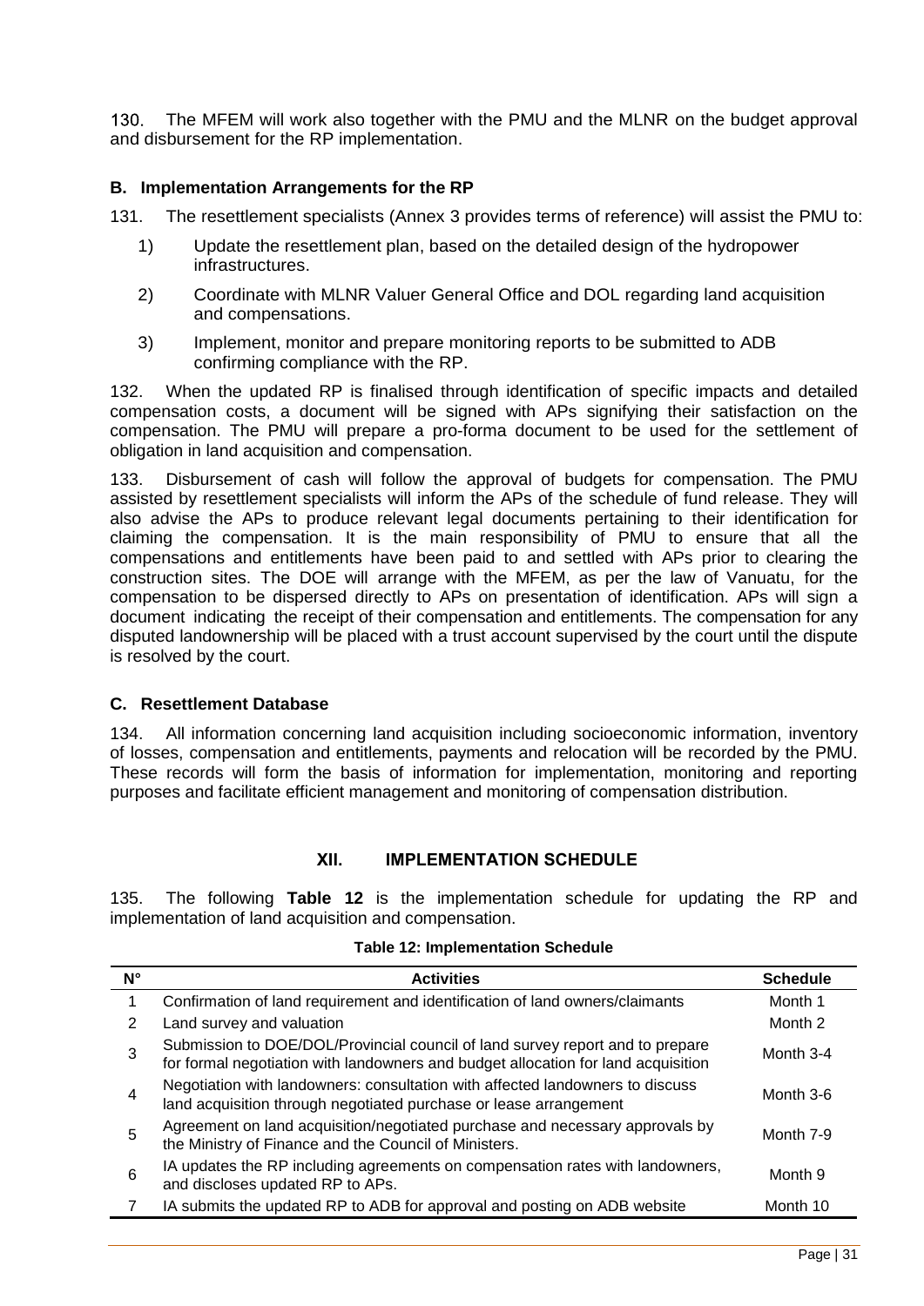130. The MFEM will work also together with the PMU and the MLNR on the budget approval and disbursement for the RP implementation.

### B. Implementation Arrangements for the RP

131. The resettlement specialists (Annex 3 provides terms of reference) will assist the PMU to:

1) Update the resettlement plan, based on the detailed design of the hydropower infrastructures.
2) Coordinate with MLNR Valuer General Office and DOL regarding land acquisition and compensations.
3) Implement, monitor and prepare monitoring reports to be submitted to ADB confirming compliance with the RP.

132. When the updated RP is finalised through identification of specific impacts and detailed compensation costs, a document will be signed with APs signifying their satisfaction on the compensation. The PMU will prepare a pro-forma document to be used for the settlement of obligation in land acquisition and compensation.

133. Disbursement of cash will follow the approval of budgets for compensation. The PMU assisted by resettlement specialists will inform the APs of the schedule of fund release. They will also advise the APs to produce relevant legal documents pertaining to their identification for claiming the compensation. It is the main responsibility of PMU to ensure that all the compensations and entitlements have been paid to and settled with APs prior to clearing the construction sites. The DOE will arrange with the MFEM, as per the law of Vanuatu, for the compensation to be dispersed directly to APs on presentation of identification. APs will sign a document indicating the receipt of their compensation and entitlements. The compensation for any disputed landownership will be placed with a trust account supervised by the court until the dispute is resolved by the court.

### C. Resettlement Database

134. All information concerning land acquisition including socioeconomic information, inventory of losses, compensation and entitlements, payments and relocation will be recorded by the PMU. These records will form the basis of information for implementation, monitoring and reporting purposes and facilitate efficient management and monitoring of compensation distribution.

## XII. IMPLEMENTATION SCHEDULE

135. The following **Table 12** is the implementation schedule for updating the RP and implementation of land acquisition and compensation.

**Table 12: Implementation Schedule**

| N° | Activities | Schedule |
|---|---|---|
| 1 | Confirmation of land requirement and identification of land owners/claimants | Month 1 |
| 2 | Land survey and valuation | Month 2 |
| 3 | Submission to DOE/DOL/Provincial council of land survey report and to prepare for formal negotiation with landowners and budget allocation for land acquisition | Month 3-4 |
| 4 | Negotiation with landowners: consultation with affected landowners to discuss land acquisition through negotiated purchase or lease arrangement | Month 3-6 |
| 5 | Agreement on land acquisition/negotiated purchase and necessary approvals by the Ministry of Finance and the Council of Ministers. | Month 7-9 |
| 6 | IA updates the RP including agreements on compensation rates with landowners, and discloses updated RP to APs. | Month 9 |
| 7 | IA submits the updated RP to ADB for approval and posting on ADB website | Month 10 |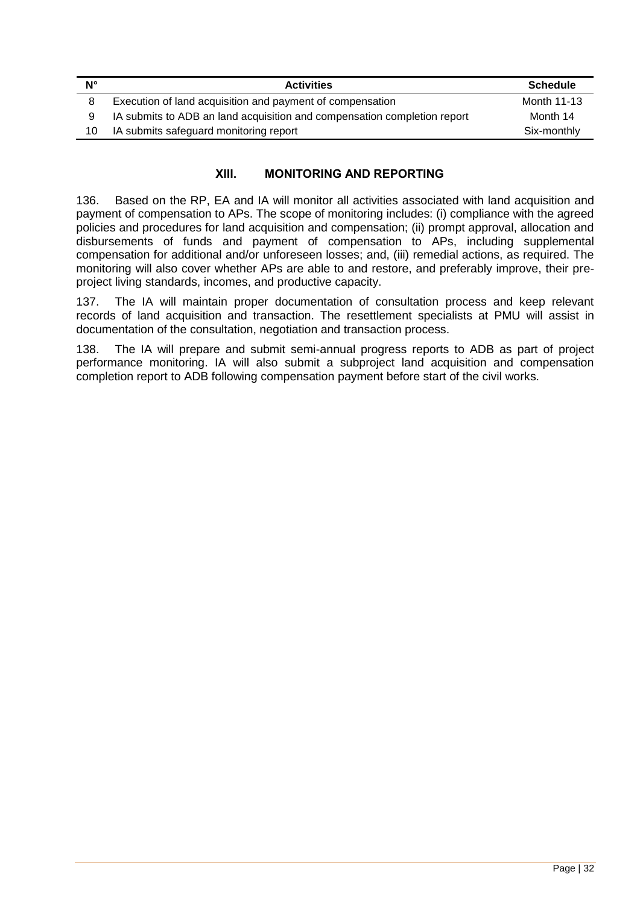| N° | Activities | Schedule |
|---|---|---|
| 8 | Execution of land acquisition and payment of compensation | Month 11-13 |
| 9 | IA submits to ADB an land acquisition and compensation completion report | Month 14 |
| 10 | IA submits safeguard monitoring report | Six-monthly |

## XIII. MONITORING AND REPORTING

136. Based on the RP, EA and IA will monitor all activities associated with land acquisition and payment of compensation to APs. The scope of monitoring includes: (i) compliance with the agreed policies and procedures for land acquisition and compensation; (ii) prompt approval, allocation and disbursements of funds and payment of compensation to APs, including supplemental compensation for additional and/or unforeseen losses; and, (iii) remedial actions, as required. The monitoring will also cover whether APs are able to and restore, and preferably improve, their pre-project living standards, incomes, and productive capacity.

137. The IA will maintain proper documentation of consultation process and keep relevant records of land acquisition and transaction. The resettlement specialists at PMU will assist in documentation of the consultation, negotiation and transaction process.

138. The IA will prepare and submit semi-annual progress reports to ADB as part of project performance monitoring. IA will also submit a subproject land acquisition and compensation completion report to ADB following compensation payment before start of the civil works.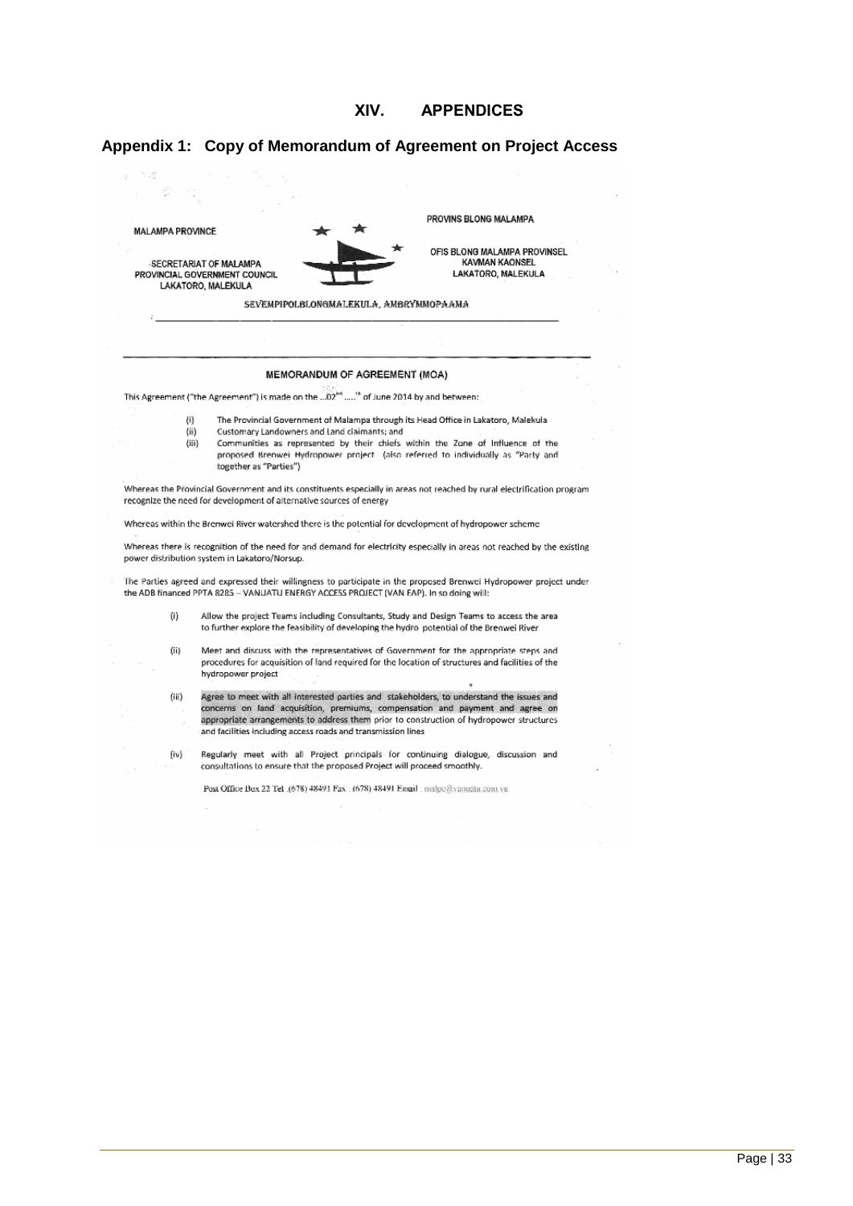# XIV. APPENDICES

## Appendix 1: Copy of Memorandum of Agreement on Project Access

MALAMPA PROVINCE

SECRETARIAT OF MALAMPA PROVINCIAL GOVERNMENT COUNCIL
LAKATORO, MALEKULA

PROVINS BLONG MALAMPA

OFIS BLONG MALAMPA PROVINSEL KAVMAN KAONSEL
LAKATORO, MALEKULA

SEVEMPIPOLBLONGMALEKULA, AMBRYMMOPAAMA

**MEMORANDUM OF AGREEMENT (MOA)**

This Agreement ("the Agreement") is made on the ...02nd .....th of June 2014 by and between:

(i) The Provincial Government of Malampa through its Head Office in Lakatoro, Malekula
(ii) Customary Landowners and Land claimants; and
(iii) Communities as represented by their chiefs within the Zone of Influence of the proposed Brenwei Hydropower project (also referred to individually as "Party and together as "Parties")

Whereas the Provincial Government and its constituents especially in areas not reached by rural electrification program recognize the need for development of alternative sources of energy

Whereas within the Brenwei River watershed there is the potential for development of hydropower scheme

Whereas there is recognition of the need for and demand for electricity especially in areas not reached by the existing power distribution system in Lakatoro/Norsup.

The Parties agreed and expressed their willingness to participate in the proposed Brenwei Hydropower project under the ADB financed PPTA 8285 – VANUATU ENERGY ACCESS PROJECT (VAN EAP). In so doing will:

(i) Allow the project Teams including Consultants, Study and Design Teams to access the area to further explore the feasibility of developing the hydro potential of the Brenwei River

(ii) Meet and discuss with the representatives of Government for the appropriate steps and procedures for acquisition of land required for the location of structures and facilities of the hydropower project

(iii) Agree to meet with all interested parties and stakeholders, to understand the issues and concerns on land acquisition, premiums, compensation and payment and agree on appropriate arrangements to address them prior to construction of hydropower structures and facilities including access roads and transmission lines

(iv) Regularly meet with all Project principals for continuing dialogue, discussion and consultations to ensure that the proposed Project will proceed smoothly.

Post Office Box 22 Tel .(678) 48491 Fax . (678) 48491 Email . malpc@vanuatu.com.vu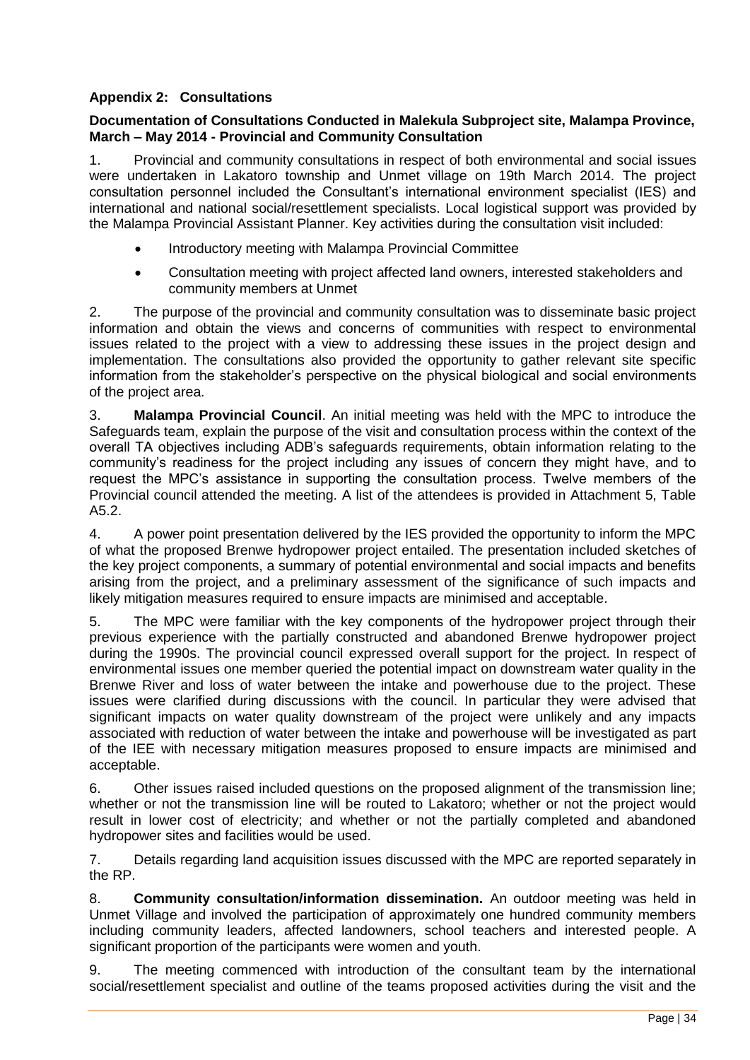## Appendix 2: Consultations

**Documentation of Consultations Conducted in Malekula Subproject site, Malampa Province, March – May 2014 - Provincial and Community Consultation**

1. Provincial and community consultations in respect of both environmental and social issues were undertaken in Lakatoro township and Unmet village on 19th March 2014. The project consultation personnel included the Consultant's international environment specialist (IES) and international and national social/resettlement specialists. Local logistical support was provided by the Malampa Provincial Assistant Planner. Key activities during the consultation visit included:

- Introductory meeting with Malampa Provincial Committee
- Consultation meeting with project affected land owners, interested stakeholders and community members at Unmet

2. The purpose of the provincial and community consultation was to disseminate basic project information and obtain the views and concerns of communities with respect to environmental issues related to the project with a view to addressing these issues in the project design and implementation. The consultations also provided the opportunity to gather relevant site specific information from the stakeholder's perspective on the physical biological and social environments of the project area.

3. **Malampa Provincial Council**. An initial meeting was held with the MPC to introduce the Safeguards team, explain the purpose of the visit and consultation process within the context of the overall TA objectives including ADB's safeguards requirements, obtain information relating to the community's readiness for the project including any issues of concern they might have, and to request the MPC's assistance in supporting the consultation process. Twelve members of the Provincial council attended the meeting. A list of the attendees is provided in Attachment 5, Table A5.2.

4. A power point presentation delivered by the IES provided the opportunity to inform the MPC of what the proposed Brenwe hydropower project entailed. The presentation included sketches of the key project components, a summary of potential environmental and social impacts and benefits arising from the project, and a preliminary assessment of the significance of such impacts and likely mitigation measures required to ensure impacts are minimised and acceptable.

5. The MPC were familiar with the key components of the hydropower project through their previous experience with the partially constructed and abandoned Brenwe hydropower project during the 1990s. The provincial council expressed overall support for the project. In respect of environmental issues one member queried the potential impact on downstream water quality in the Brenwe River and loss of water between the intake and powerhouse due to the project. These issues were clarified during discussions with the council. In particular they were advised that significant impacts on water quality downstream of the project were unlikely and any impacts associated with reduction of water between the intake and powerhouse will be investigated as part of the IEE with necessary mitigation measures proposed to ensure impacts are minimised and acceptable.

6. Other issues raised included questions on the proposed alignment of the transmission line; whether or not the transmission line will be routed to Lakatoro; whether or not the project would result in lower cost of electricity; and whether or not the partially completed and abandoned hydropower sites and facilities would be used.

7. Details regarding land acquisition issues discussed with the MPC are reported separately in the RP.

8. **Community consultation/information dissemination.** An outdoor meeting was held in Unmet Village and involved the participation of approximately one hundred community members including community leaders, affected landowners, school teachers and interested people. A significant proportion of the participants were women and youth.

9. The meeting commenced with introduction of the consultant team by the international social/resettlement specialist and outline of the teams proposed activities during the visit and the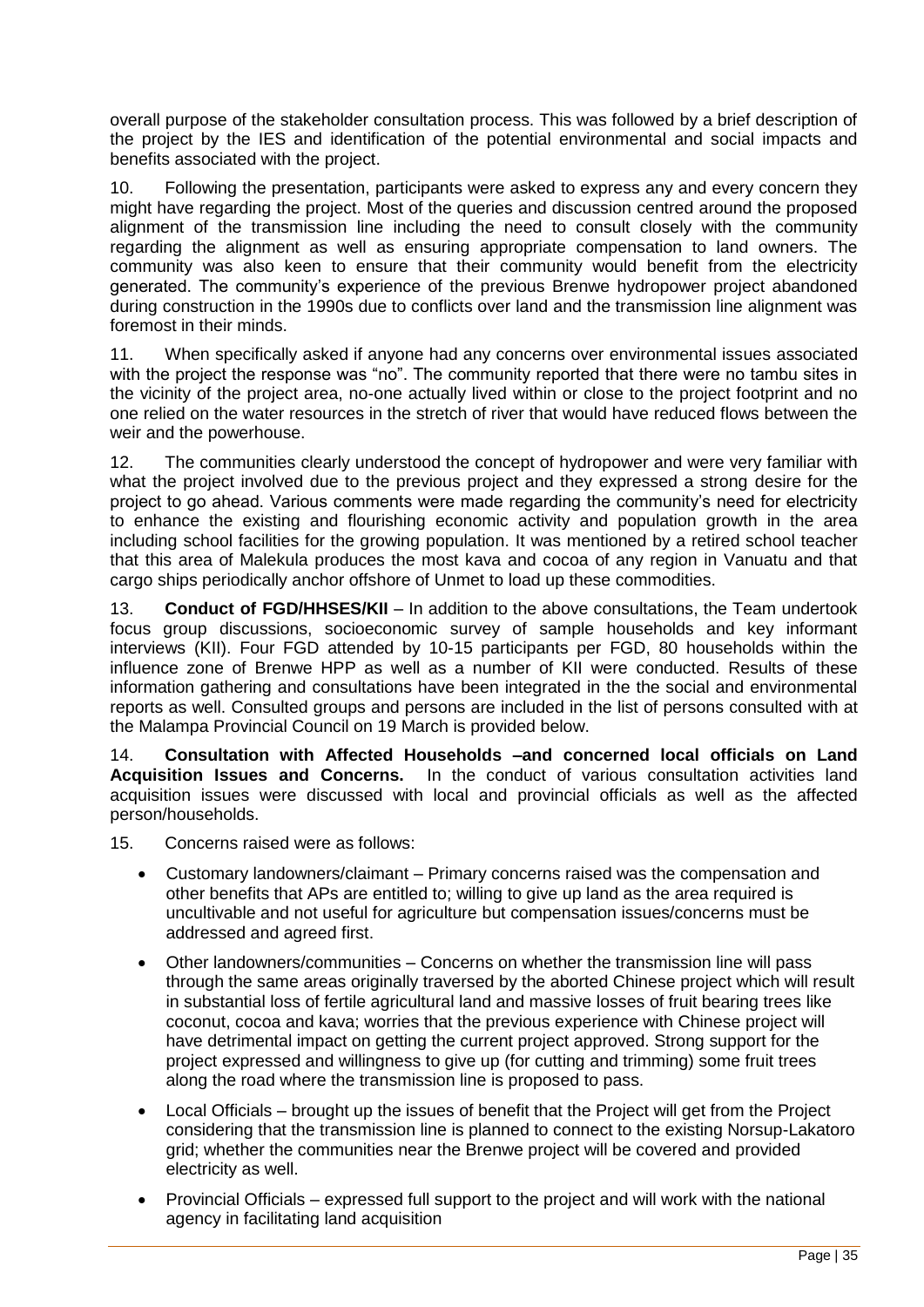overall purpose of the stakeholder consultation process. This was followed by a brief description of the project by the IES and identification of the potential environmental and social impacts and benefits associated with the project.

10. Following the presentation, participants were asked to express any and every concern they might have regarding the project. Most of the queries and discussion centred around the proposed alignment of the transmission line including the need to consult closely with the community regarding the alignment as well as ensuring appropriate compensation to land owners. The community was also keen to ensure that their community would benefit from the electricity generated. The community's experience of the previous Brenwe hydropower project abandoned during construction in the 1990s due to conflicts over land and the transmission line alignment was foremost in their minds.

11. When specifically asked if anyone had any concerns over environmental issues associated with the project the response was "no". The community reported that there were no tambu sites in the vicinity of the project area, no-one actually lived within or close to the project footprint and no one relied on the water resources in the stretch of river that would have reduced flows between the weir and the powerhouse.

12. The communities clearly understood the concept of hydropower and were very familiar with what the project involved due to the previous project and they expressed a strong desire for the project to go ahead. Various comments were made regarding the community's need for electricity to enhance the existing and flourishing economic activity and population growth in the area including school facilities for the growing population. It was mentioned by a retired school teacher that this area of Malekula produces the most kava and cocoa of any region in Vanuatu and that cargo ships periodically anchor offshore of Unmet to load up these commodities.

13. **Conduct of FGD/HHSES/KII** – In addition to the above consultations, the Team undertook focus group discussions, socioeconomic survey of sample households and key informant interviews (KII). Four FGD attended by 10-15 participants per FGD, 80 households within the influence zone of Brenwe HPP as well as a number of KII were conducted. Results of these information gathering and consultations have been integrated in the the social and environmental reports as well. Consulted groups and persons are included in the list of persons consulted with at the Malampa Provincial Council on 19 March is provided below.

14. **Consultation with Affected Households –and concerned local officials on Land Acquisition Issues and Concerns.** In the conduct of various consultation activities land acquisition issues were discussed with local and provincial officials as well as the affected person/households.

15. Concerns raised were as follows:

- Customary landowners/claimant – Primary concerns raised was the compensation and other benefits that APs are entitled to; willing to give up land as the area required is uncultivable and not useful for agriculture but compensation issues/concerns must be addressed and agreed first.
- Other landowners/communities – Concerns on whether the transmission line will pass through the same areas originally traversed by the aborted Chinese project which will result in substantial loss of fertile agricultural land and massive losses of fruit bearing trees like coconut, cocoa and kava; worries that the previous experience with Chinese project will have detrimental impact on getting the current project approved. Strong support for the project expressed and willingness to give up (for cutting and trimming) some fruit trees along the road where the transmission line is proposed to pass.
- Local Officials – brought up the issues of benefit that the Project will get from the Project considering that the transmission line is planned to connect to the existing Norsup-Lakatoro grid; whether the communities near the Brenwe project will be covered and provided electricity as well.
- Provincial Officials – expressed full support to the project and will work with the national agency in facilitating land acquisition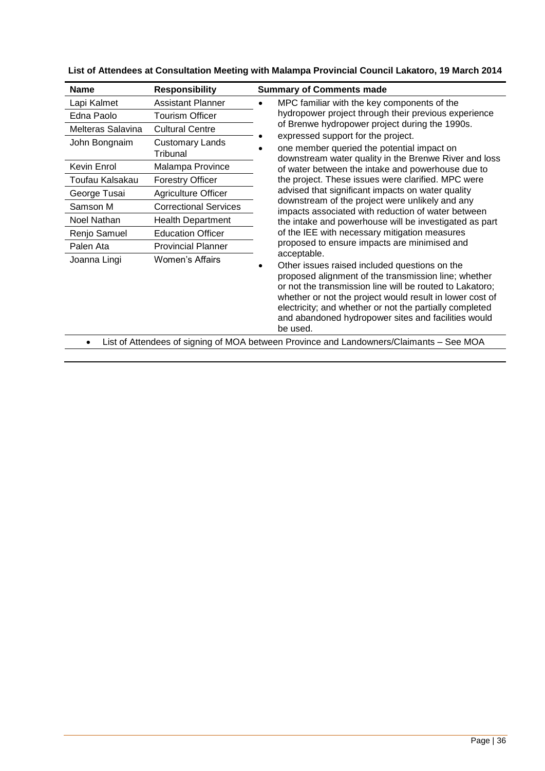**List of Attendees at Consultation Meeting with Malampa Provincial Council Lakatoro, 19 March 2014**

| Name | Responsibility | Summary of Comments made |
|---|---|---|
| Lapi Kalmet | Assistant Planner | • MPC familiar with the key components of the hydropower project through their previous experience of Brenwe hydropower project during the 1990s.<br>• expressed support for the project.<br>• one member queried the potential impact on downstream water quality in the Brenwe River and loss of water between the intake and powerhouse due to the project. These issues were clarified. MPC were advised that significant impacts on water quality downstream of the project were unlikely and any impacts associated with reduction of water between the intake and powerhouse will be investigated as part of the IEE with necessary mitigation measures proposed to ensure impacts are minimised and acceptable.<br>• Other issues raised included questions on the proposed alignment of the transmission line; whether or not the transmission line will be routed to Lakatoro; whether or not the project would result in lower cost of electricity; and whether or not the partially completed and abandoned hydropower sites and facilities would be used. |
| Edna Paolo | Tourism Officer | |
| Melteras Salavina | Cultural Centre | |
| John Bongnaim | Customary Lands Tribunal | |
| Kevin Enrol | Malampa Province | |
| Toufau Kalsakau | Forestry Officer | |
| George Tusai | Agriculture Officer | |
| Samson M | Correctional Services | |
| Noel Nathan | Health Department | |
| Renjo Samuel | Education Officer | |
| Palen Ata | Provincial Planner | |
| Joanna Lingi | Women's Affairs | |
| • List of Attendees of signing of MOA between Province and Landowners/Claimants – See MOA | | |